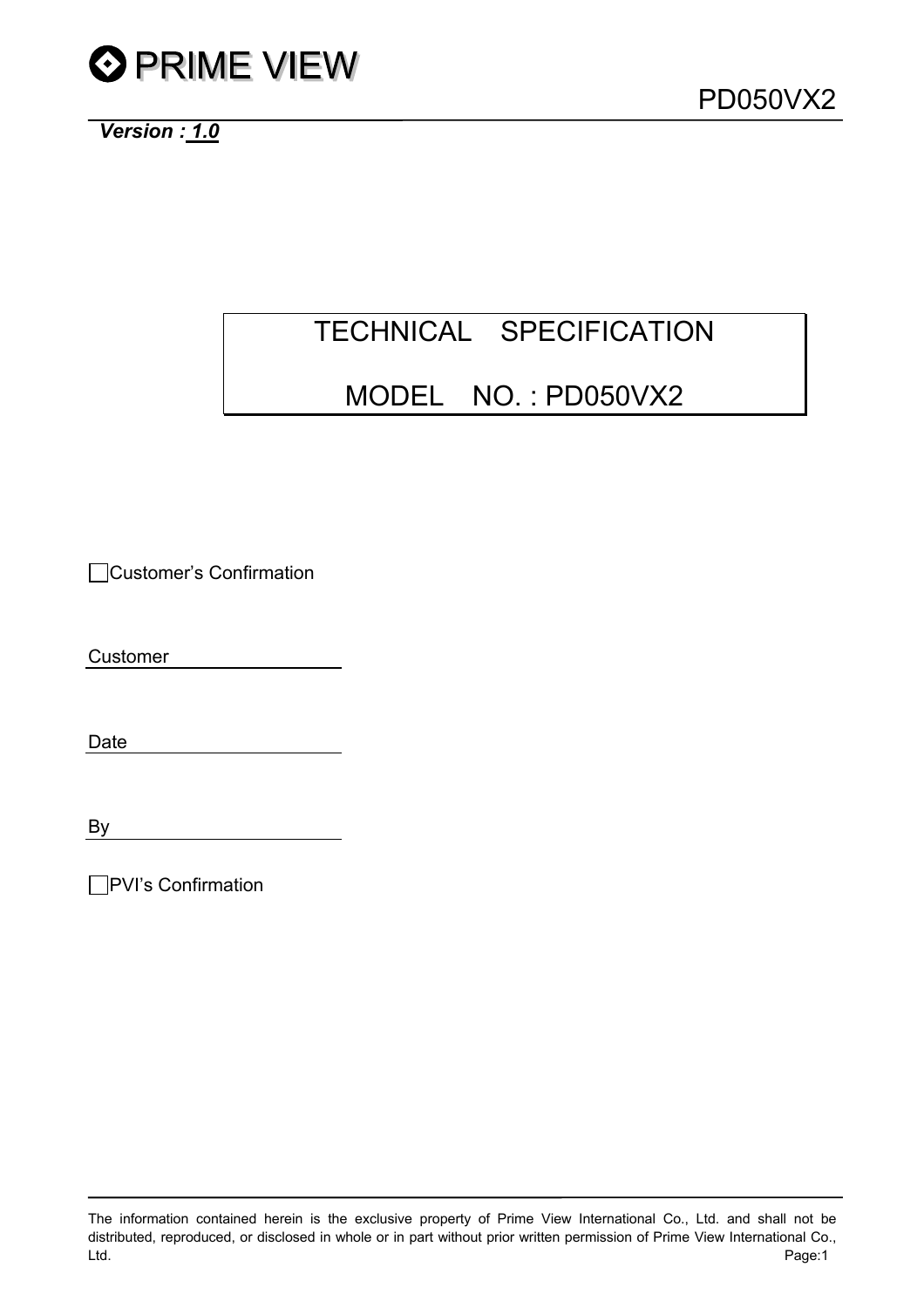PRIME VIEW

PD050VX2

***Version : 1.0***

# TECHNICAL SPECIFICATION

# MODEL NO. : PD050VX2

☐ Customer's Confirmation

Customer

Date

By

☐ PVI's Confirmation

The information contained herein is the exclusive property of Prime View International Co., Ltd. and shall not be distributed, reproduced, or disclosed in whole or in part without prior written permission of Prime View International Co., Ltd.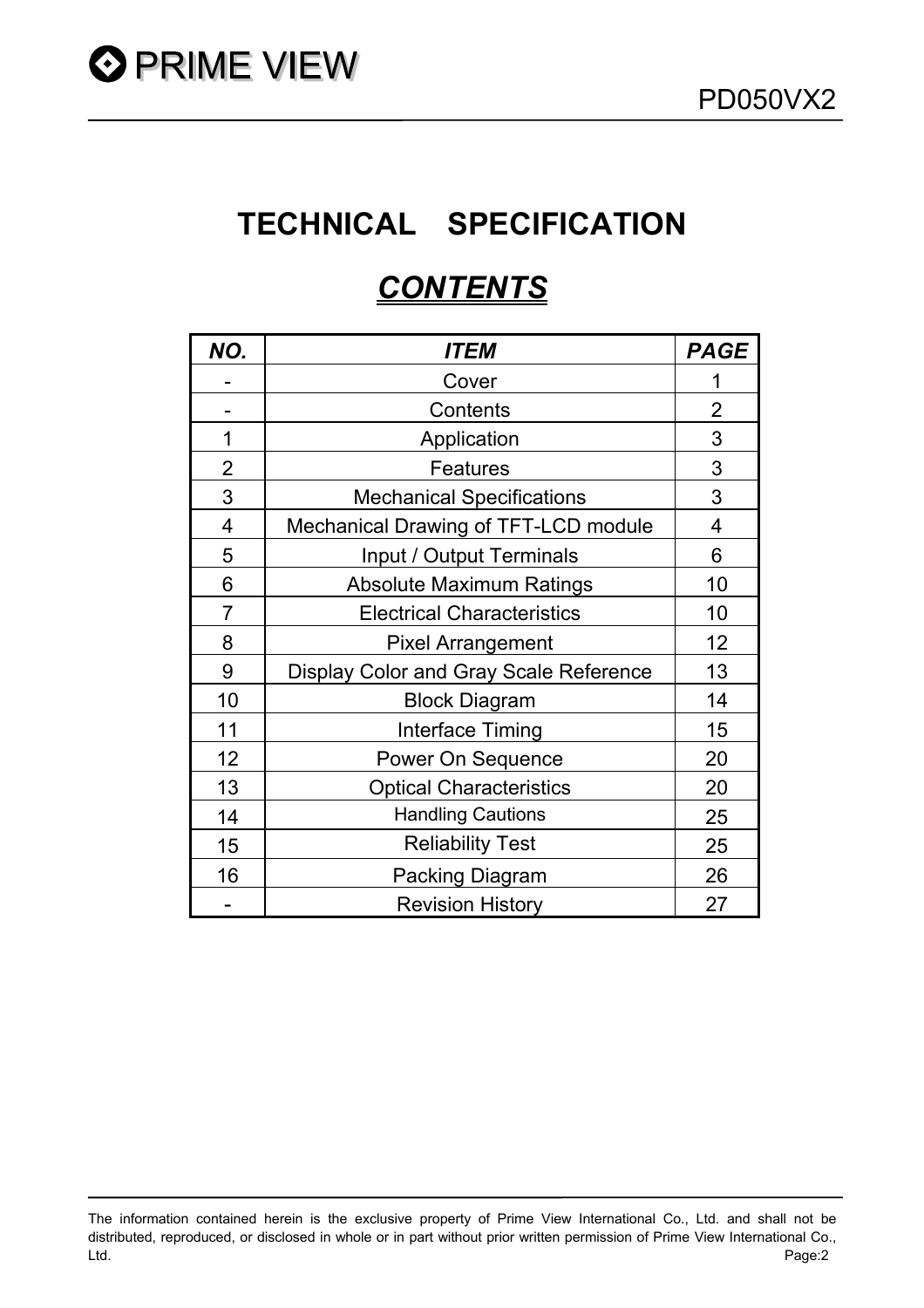# TECHNICAL SPECIFICATION

## *CONTENTS*

| *NO.* | *ITEM* | *PAGE* |
|---|---|---|
| - | Cover | 1 |
| - | Contents | 2 |
| 1 | Application | 3 |
| 2 | Features | 3 |
| 3 | Mechanical Specifications | 3 |
| 4 | Mechanical Drawing of TFT-LCD module | 4 |
| 5 | Input / Output Terminals | 6 |
| 6 | Absolute Maximum Ratings | 10 |
| 7 | Electrical Characteristics | 10 |
| 8 | Pixel Arrangement | 12 |
| 9 | Display Color and Gray Scale Reference | 13 |
| 10 | Block Diagram | 14 |
| 11 | Interface Timing | 15 |
| 12 | Power On Sequence | 20 |
| 13 | Optical Characteristics | 20 |
| 14 | Handling Cautions | 25 |
| 15 | Reliability Test | 25 |
| 16 | Packing Diagram | 26 |
| - | Revision History | 27 |

The information contained herein is the exclusive property of Prime View International Co., Ltd. and shall not be distributed, reproduced, or disclosed in whole or in part without prior written permission of Prime View International Co., Ltd.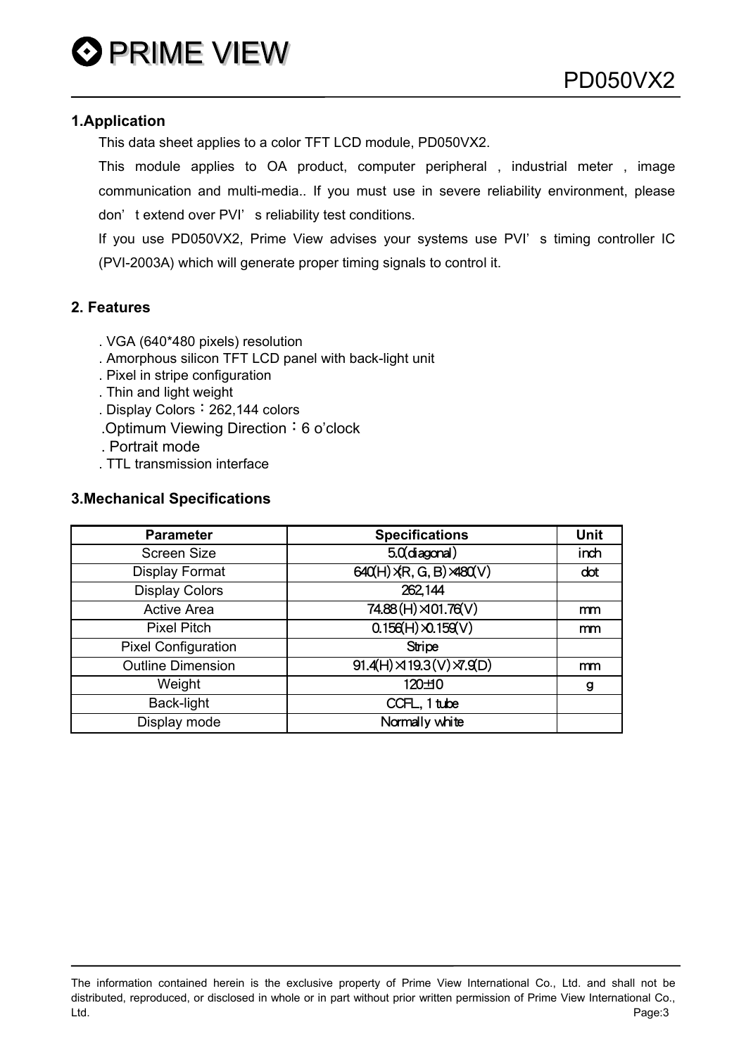## 1.Application

This data sheet applies to a color TFT LCD module, PD050VX2.

This module applies to OA product, computer peripheral , industrial meter , image communication and multi-media.. If you must use in severe reliability environment, please don't extend over PVI's reliability test conditions.

If you use PD050VX2, Prime View advises your systems use PVI's timing controller IC (PVI-2003A) which will generate proper timing signals to control it.

## 2. Features

. VGA (640*480 pixels) resolution
. Amorphous silicon TFT LCD panel with back-light unit
. Pixel in stripe configuration
. Thin and light weight
. Display Colors：262,144 colors
.Optimum Viewing Direction：6 o'clock
. Portrait mode
. TTL transmission interface

## 3.Mechanical Specifications

| Parameter | Specifications | Unit |
|---|---|---|
| Screen Size | 5.0(diagonal) | inch |
| Display Format | 640(H)×(R, G, B)×480(V) | dot |
| Display Colors | 262,144 | |
| Active Area | 74.88 (H)×101.76(V) | mm |
| Pixel Pitch | 0.156(H)×0.159(V) | mm |
| Pixel Configuration | Stripe | |
| Outline Dimension | 91.4(H)×119.3 (V)×7.9(D) | mm |
| Weight | 120±10 | g |
| Back-light | CCFL., 1 tube | |
| Display mode | Normally white | |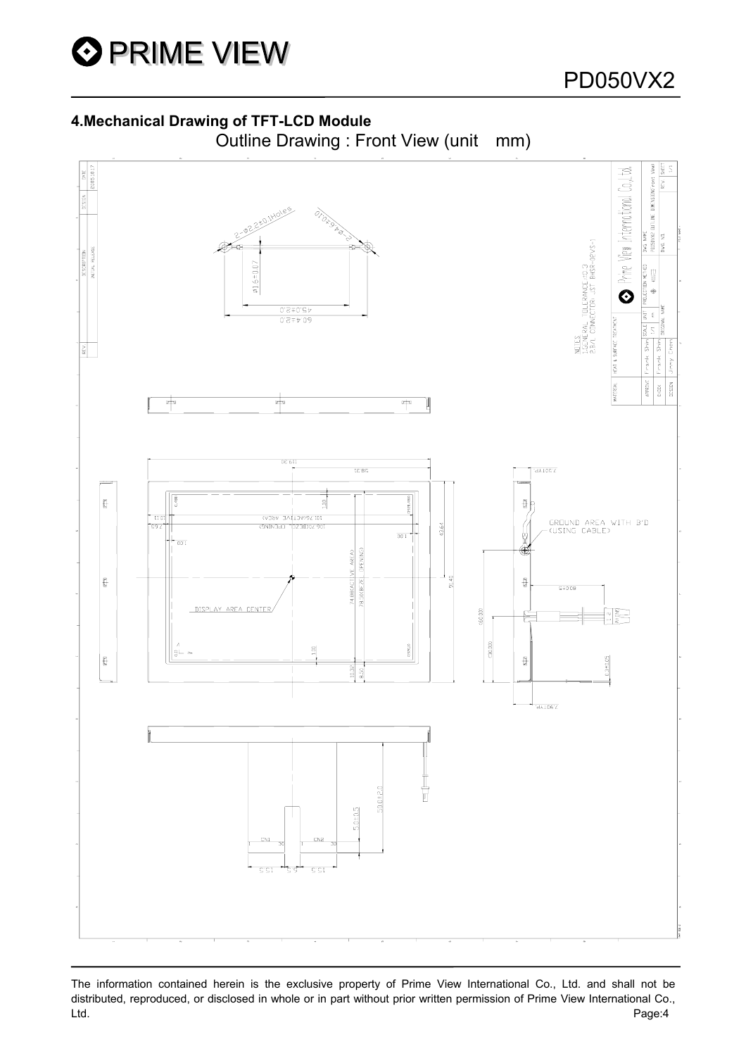## 4.Mechanical Drawing of TFT-LCD Module

Outline Drawing : Front View (unit　mm)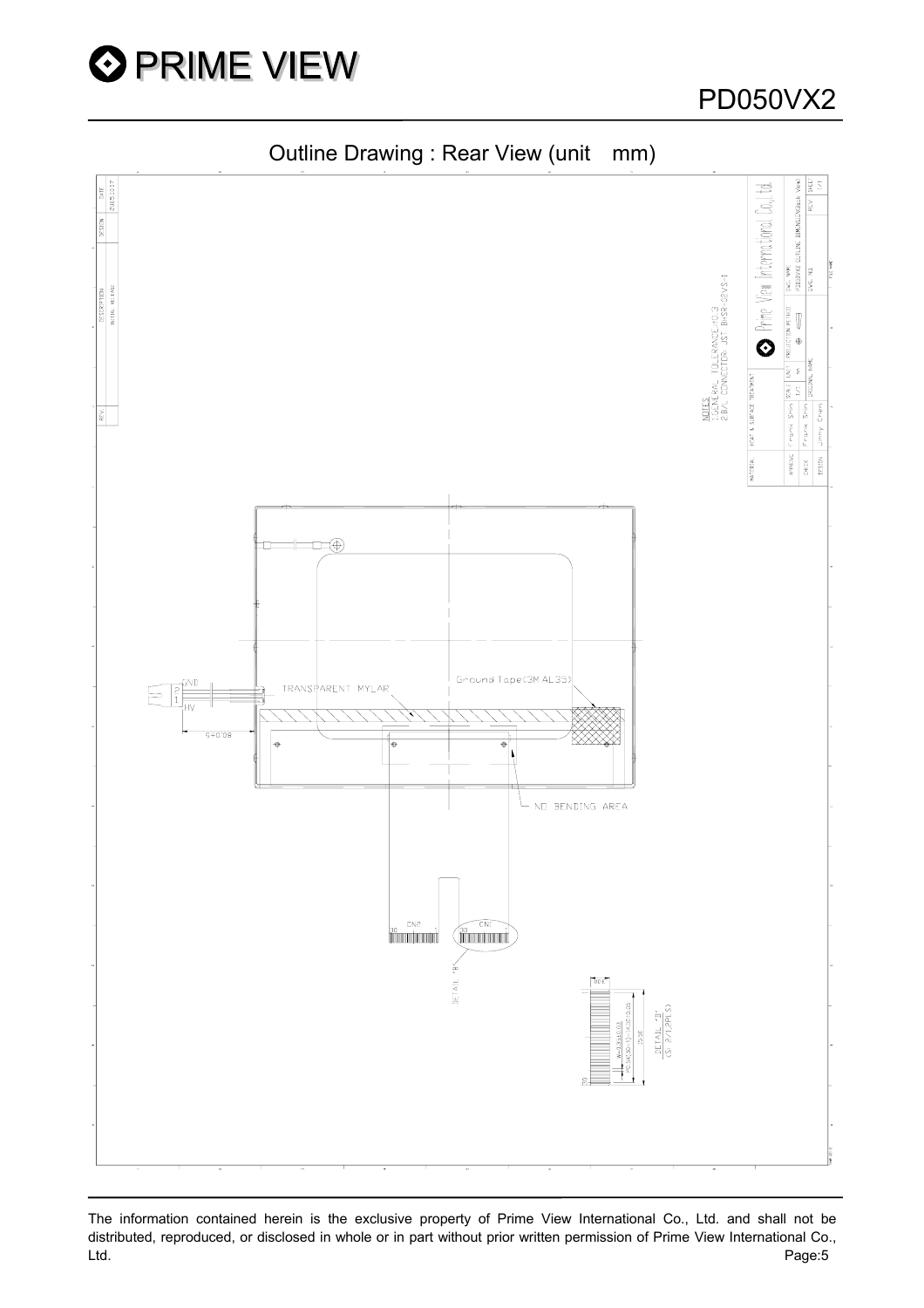## Outline Drawing : Rear View (unit mm)

NOTES
1.GENERAL TOLERANCE:±0.3
2.B/L CONNECTOR: JST BHSR-02VS-1

TRANSPARENT MYLAR

Ground Tape(3M AL35)

NO BENDING AREA

GND
HV

60.0±5

CN2

CN1

DETAIL "B"

DETAIL "B"
(S: 2/1,2PLS)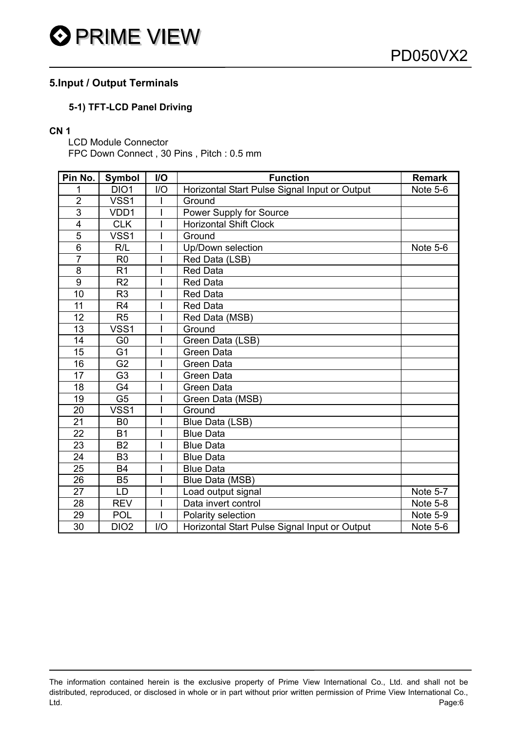## 5.Input / Output Terminals

### 5-1) TFT-LCD Panel Driving

**CN 1**

LCD Module Connector
FPC Down Connect , 30 Pins , Pitch : 0.5 mm

| Pin No. | Symbol | I/O | Function | Remark |
|---|---|---|---|---|
| 1 | DIO1 | I/O | Horizontal Start Pulse Signal Input or Output | Note 5-6 |
| 2 | VSS1 | I | Ground | |
| 3 | VDD1 | I | Power Supply for Source | |
| 4 | CLK | I | Horizontal Shift Clock | |
| 5 | VSS1 | I | Ground | |
| 6 | R/L | I | Up/Down selection | Note 5-6 |
| 7 | R0 | I | Red Data (LSB) | |
| 8 | R1 | I | Red Data | |
| 9 | R2 | I | Red Data | |
| 10 | R3 | I | Red Data | |
| 11 | R4 | I | Red Data | |
| 12 | R5 | I | Red Data (MSB) | |
| 13 | VSS1 | I | Ground | |
| 14 | G0 | I | Green Data (LSB) | |
| 15 | G1 | I | Green Data | |
| 16 | G2 | I | Green Data | |
| 17 | G3 | I | Green Data | |
| 18 | G4 | I | Green Data | |
| 19 | G5 | I | Green Data (MSB) | |
| 20 | VSS1 | I | Ground | |
| 21 | B0 | I | Blue Data (LSB) | |
| 22 | B1 | I | Blue Data | |
| 23 | B2 | I | Blue Data | |
| 24 | B3 | I | Blue Data | |
| 25 | B4 | I | Blue Data | |
| 26 | B5 | I | Blue Data (MSB) | |
| 27 | LD | I | Load output signal | Note 5-7 |
| 28 | REV | I | Data invert control | Note 5-8 |
| 29 | POL | I | Polarity selection | Note 5-9 |
| 30 | DIO2 | I/O | Horizontal Start Pulse Signal Input or Output | Note 5-6 |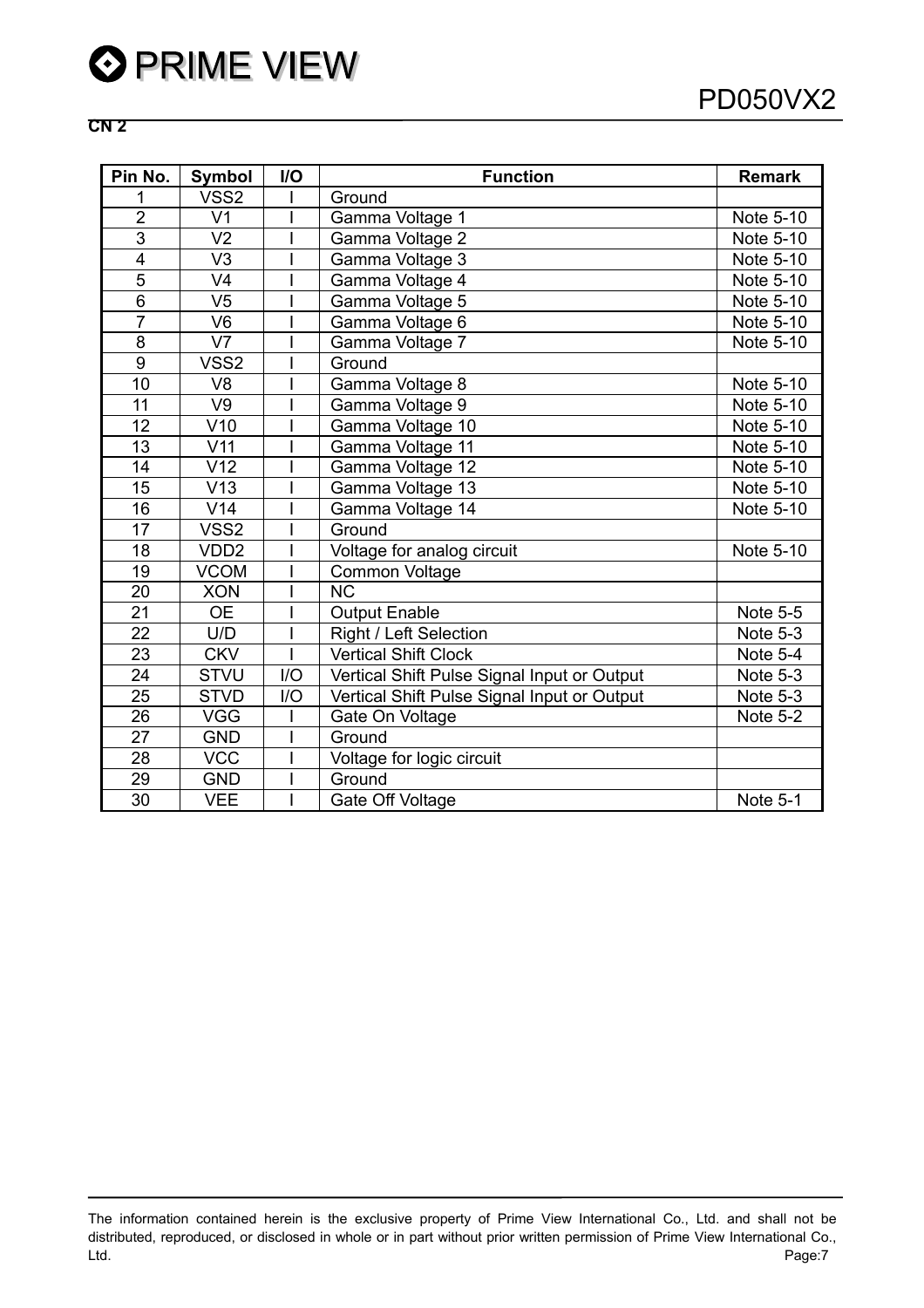**CN 2**

| Pin No. | Symbol | I/O | Function | Remark |
|---|---|---|---|---|
| 1 | VSS2 | I | Ground | |
| 2 | V1 | I | Gamma Voltage 1 | Note 5-10 |
| 3 | V2 | I | Gamma Voltage 2 | Note 5-10 |
| 4 | V3 | I | Gamma Voltage 3 | Note 5-10 |
| 5 | V4 | I | Gamma Voltage 4 | Note 5-10 |
| 6 | V5 | I | Gamma Voltage 5 | Note 5-10 |
| 7 | V6 | I | Gamma Voltage 6 | Note 5-10 |
| 8 | V7 | I | Gamma Voltage 7 | Note 5-10 |
| 9 | VSS2 | I | Ground | |
| 10 | V8 | I | Gamma Voltage 8 | Note 5-10 |
| 11 | V9 | I | Gamma Voltage 9 | Note 5-10 |
| 12 | V10 | I | Gamma Voltage 10 | Note 5-10 |
| 13 | V11 | I | Gamma Voltage 11 | Note 5-10 |
| 14 | V12 | I | Gamma Voltage 12 | Note 5-10 |
| 15 | V13 | I | Gamma Voltage 13 | Note 5-10 |
| 16 | V14 | I | Gamma Voltage 14 | Note 5-10 |
| 17 | VSS2 | I | Ground | |
| 18 | VDD2 | I | Voltage for analog circuit | Note 5-10 |
| 19 | VCOM | I | Common Voltage | |
| 20 | XON | I | NC | |
| 21 | OE | I | Output Enable | Note 5-5 |
| 22 | U/D | I | Right / Left Selection | Note 5-3 |
| 23 | CKV | I | Vertical Shift Clock | Note 5-4 |
| 24 | STVU | I/O | Vertical Shift Pulse Signal Input or Output | Note 5-3 |
| 25 | STVD | I/O | Vertical Shift Pulse Signal Input or Output | Note 5-3 |
| 26 | VGG | I | Gate On Voltage | Note 5-2 |
| 27 | GND | I | Ground | |
| 28 | VCC | I | Voltage for logic circuit | |
| 29 | GND | I | Ground | |
| 30 | VEE | I | Gate Off Voltage | Note 5-1 |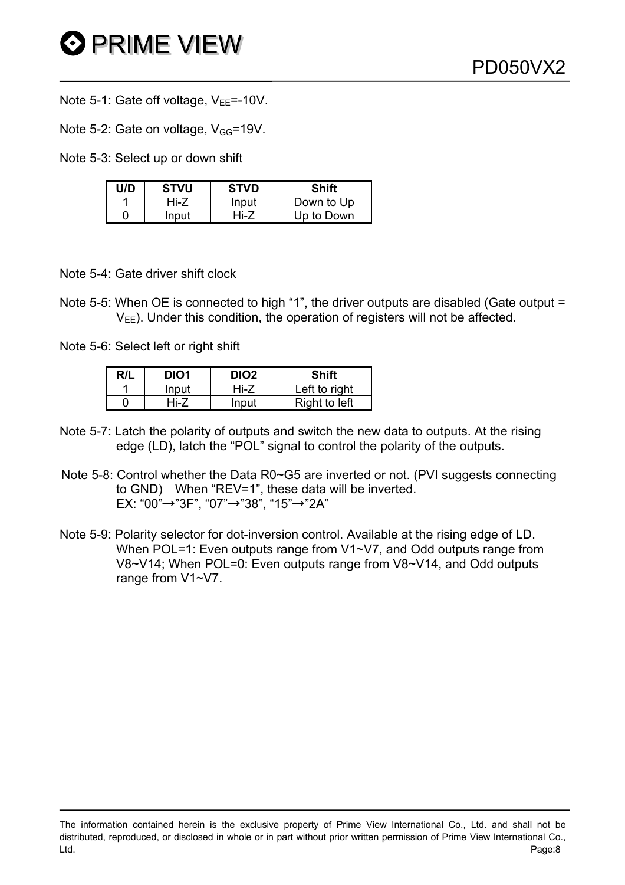Note 5-1: Gate off voltage, $V_{EE}$=-10V.

Note 5-2: Gate on voltage, $V_{GG}$=19V.

Note 5-3: Select up or down shift

| U/D | STVU | STVD | Shift |
|---|---|---|---|
| 1 | Hi-Z | Input | Down to Up |
| 0 | Input | Hi-Z | Up to Down |

Note 5-4: Gate driver shift clock

Note 5-5: When OE is connected to high “1”, the driver outputs are disabled (Gate output = $V_{EE}$). Under this condition, the operation of registers will not be affected.

Note 5-6: Select left or right shift

| R/L | DIO1 | DIO2 | Shift |
|---|---|---|---|
| 1 | Input | Hi-Z | Left to right |
| 0 | Hi-Z | Input | Right to left |

Note 5-7: Latch the polarity of outputs and switch the new data to outputs. At the rising edge (LD), latch the “POL” signal to control the polarity of the outputs.

Note 5-8: Control whether the Data R0~G5 are inverted or not. (PVI suggests connecting to GND) When “REV=1”, these data will be inverted.
EX: “00”→”3F”, “07”→”38”, “15”→”2A”

Note 5-9: Polarity selector for dot-inversion control. Available at the rising edge of LD. When POL=1: Even outputs range from V1~V7, and Odd outputs range from V8~V14; When POL=0: Even outputs range from V8~V14, and Odd outputs range from V1~V7.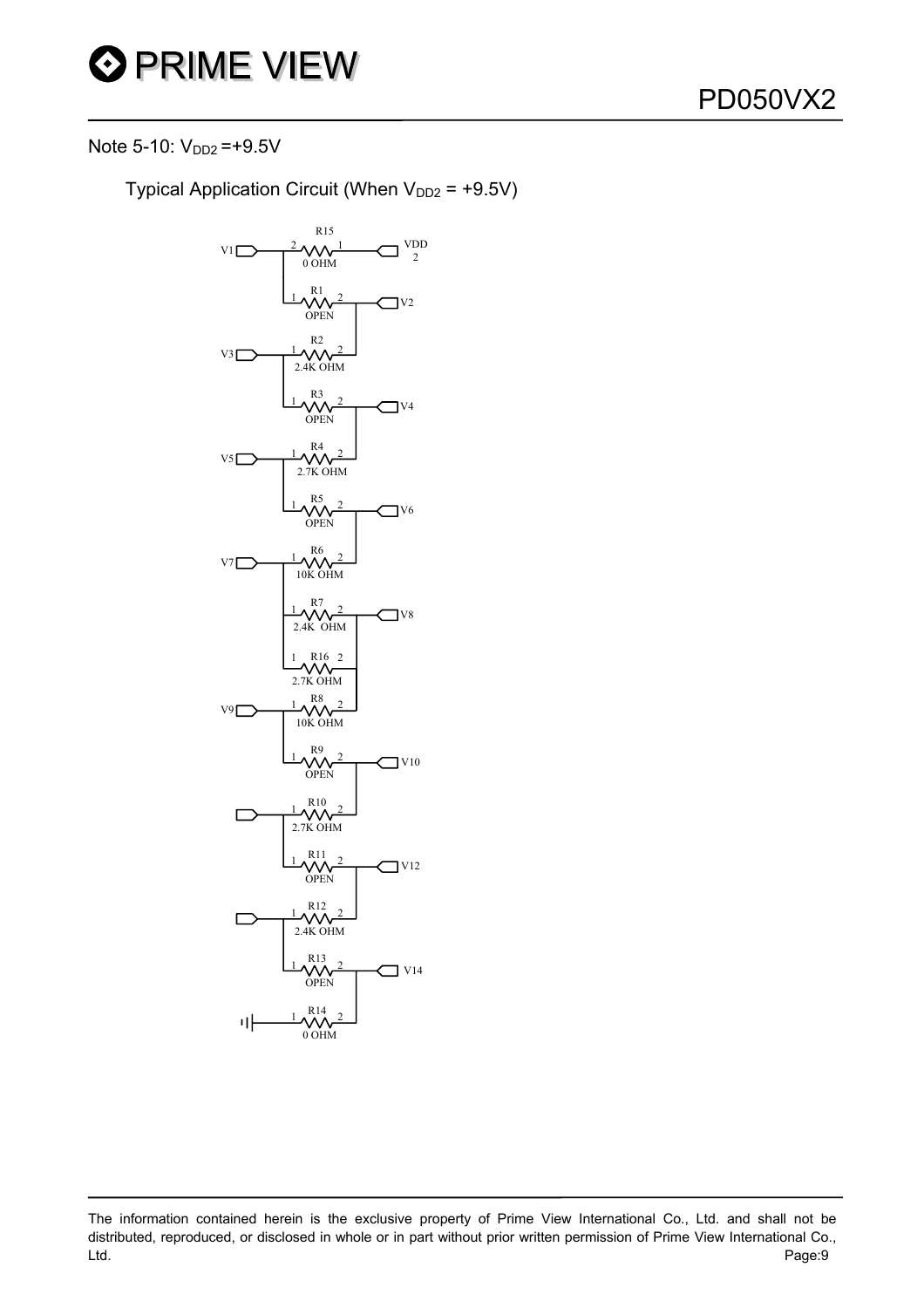Note 5-10: $V_{DD2}$ =+9.5V

Typical Application Circuit (When $V_{DD2}$ = +9.5V)

| Resistor | Pin 1 | Pin 2 | Value |
|---|---|---|---|
| R15 | VDD2 | V1 | 0 OHM |
| R1 | V1 | V2 | OPEN |
| R2 | V3 | V2 | 2.4K OHM |
| R3 | V3 | V4 | OPEN |
| R4 | V5 | V4 | 2.7K OHM |
| R5 | V5 | V6 | OPEN |
| R6 | V7 | V6 | 10K OHM |
| R7 | V7 | V8 | 2.4K OHM |
| R16 | V7 | V8 | 2.7K OHM |
| R8 | V9 | V8 | 10K OHM |
| R9 | V9 | V10 | OPEN |
| R10 | (unlabeled) | V10 | 2.7K OHM |
| R11 | (unlabeled) | V12 | OPEN |
| R12 | (unlabeled) | V12 | 2.4K OHM |
| R13 | (unlabeled) | V14 | OPEN |
| R14 | GND | V14 | 0 OHM |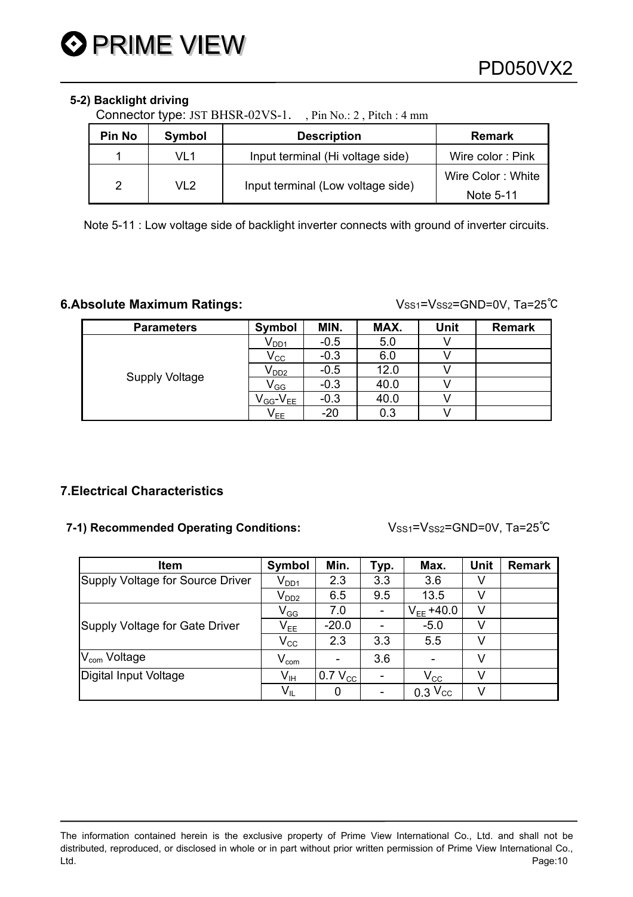#### 5-2) Backlight driving

Connector type: JST BHSR-02VS-1.  , Pin No.: 2 , Pitch : 4 mm

| Pin No | Symbol | Description | Remark |
|---|---|---|---|
| 1 | VL1 | Input terminal (Hi voltage side) | Wire color : Pink |
| 2 | VL2 | Input terminal (Low voltage side) | Wire Color : White<br>Note 5-11 |

Note 5-11 : Low voltage side of backlight inverter connects with ground of inverter circuits.

## 6.Absolute Maximum Ratings:

$V_{SS1}$=$V_{SS2}$=GND=0V, Ta=25℃

| Parameters | Symbol | MIN. | MAX. | Unit | Remark |
|---|---|---|---|---|---|
| Supply Voltage | $V_{DD1}$ | -0.5 | 5.0 | V | |
| | $V_{CC}$ | -0.3 | 6.0 | V | |
| | $V_{DD2}$ | -0.5 | 12.0 | V | |
| | $V_{GG}$ | -0.3 | 40.0 | V | |
| | $V_{GG}$-$V_{EE}$ | -0.3 | 40.0 | V | |
| | $V_{EE}$ | -20 | 0.3 | V | |

## 7.Electrical Characteristics

### 7-1) Recommended Operating Conditions:

$V_{SS1}$=$V_{SS2}$=GND=0V, Ta=25℃

| Item | Symbol | Min. | Typ. | Max. | Unit | Remark |
|---|---|---|---|---|---|---|
| Supply Voltage for Source Driver | $V_{DD1}$ | 2.3 | 3.3 | 3.6 | V | |
| | $V_{DD2}$ | 6.5 | 9.5 | 13.5 | V | |
| Supply Voltage for Gate Driver | $V_{GG}$ | 7.0 | - | $V_{EE}$ +40.0 | V | |
| | $V_{EE}$ | -20.0 | - | -5.0 | V | |
| | $V_{CC}$ | 2.3 | 3.3 | 5.5 | V | |
| $V_{com}$ Voltage | $V_{com}$ | - | 3.6 | - | V | |
| Digital Input Voltage | $V_{IH}$ | 0.7 $V_{CC}$ | - | $V_{CC}$ | V | |
| | $V_{IL}$ | 0 | - | 0.3 $V_{CC}$ | V | |

The information contained herein is the exclusive property of Prime View International Co., Ltd. and shall not be distributed, reproduced, or disclosed in whole or in part without prior written permission of Prime View International Co., Ltd.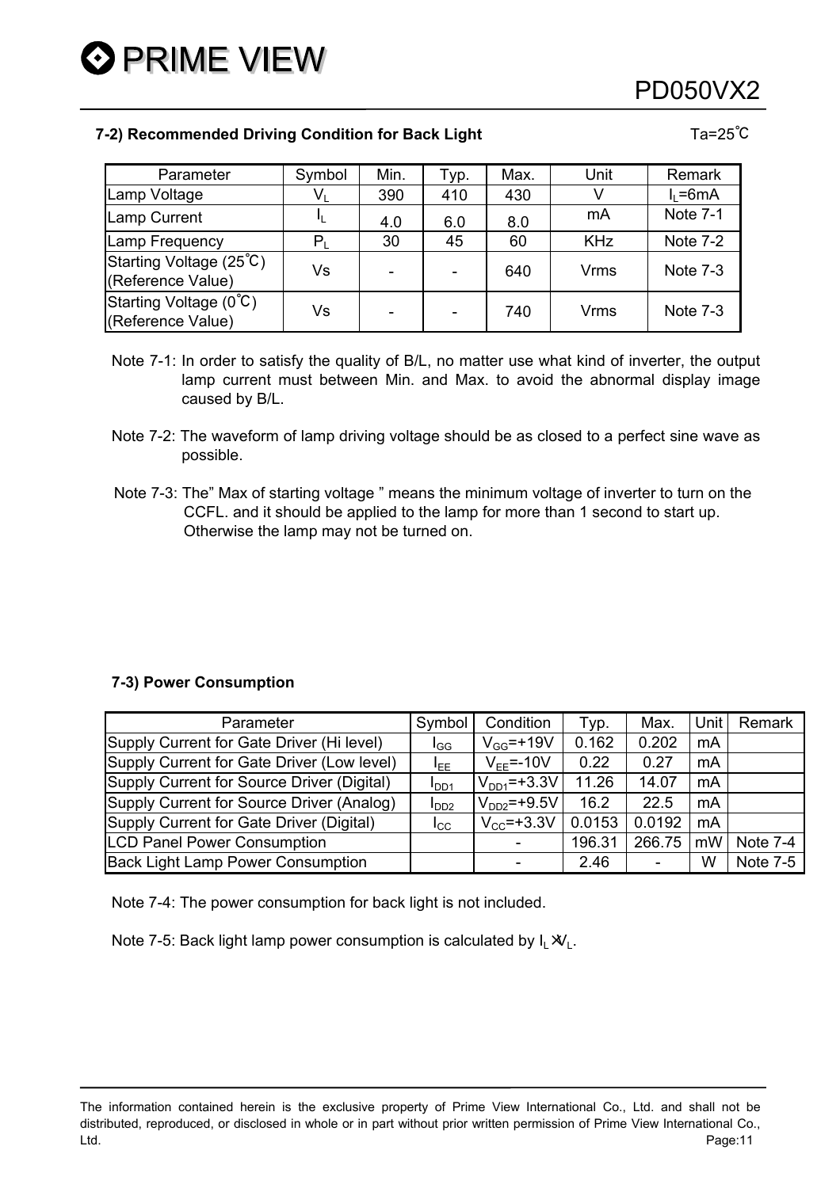### 7-2) Recommended Driving Condition for Back Light

Ta=25℃

| Parameter | Symbol | Min. | Typ. | Max. | Unit | Remark |
|---|---|---|---|---|---|---|
| Lamp Voltage | $V_L$ | 390 | 410 | 430 | V | $I_L$=6mA |
| Lamp Current | $I_L$ | 4.0 | 6.0 | 8.0 | mA | Note 7-1 |
| Lamp Frequency | $P_L$ | 30 | 45 | 60 | KHz | Note 7-2 |
| Starting Voltage (25℃) (Reference Value) | Vs | - | - | 640 | Vrms | Note 7-3 |
| Starting Voltage (0℃) (Reference Value) | Vs | - | - | 740 | Vrms | Note 7-3 |

Note 7-1: In order to satisfy the quality of B/L, no matter use what kind of inverter, the output lamp current must between Min. and Max. to avoid the abnormal display image caused by B/L.

Note 7-2: The waveform of lamp driving voltage should be as closed to a perfect sine wave as possible.

Note 7-3: The" Max of starting voltage " means the minimum voltage of inverter to turn on the CCFL. and it should be applied to the lamp for more than 1 second to start up. Otherwise the lamp may not be turned on.

### 7-3) Power Consumption

| Parameter | Symbol | Condition | Typ. | Max. | Unit | Remark |
|---|---|---|---|---|---|---|
| Supply Current for Gate Driver (Hi level) | $I_{GG}$ | $V_{GG}$=+19V | 0.162 | 0.202 | mA | |
| Supply Current for Gate Driver (Low level) | $I_{EE}$ | $V_{EE}$=-10V | 0.22 | 0.27 | mA | |
| Supply Current for Source Driver (Digital) | $I_{DD1}$ | $V_{DD1}$=+3.3V | 11.26 | 14.07 | mA | |
| Supply Current for Source Driver (Analog) | $I_{DD2}$ | $V_{DD2}$=+9.5V | 16.2 | 22.5 | mA | |
| Supply Current for Gate Driver (Digital) | $I_{CC}$ | $V_{CC}$=+3.3V | 0.0153 | 0.0192 | mA | |
| LCD Panel Power Consumption | | - | 196.31 | 266.75 | mW | Note 7-4 |
| Back Light Lamp Power Consumption | | - | 2.46 | - | W | Note 7-5 |

Note 7-4: The power consumption for back light is not included.

Note 7-5: Back light lamp power consumption is calculated by $I_L \times V_L$.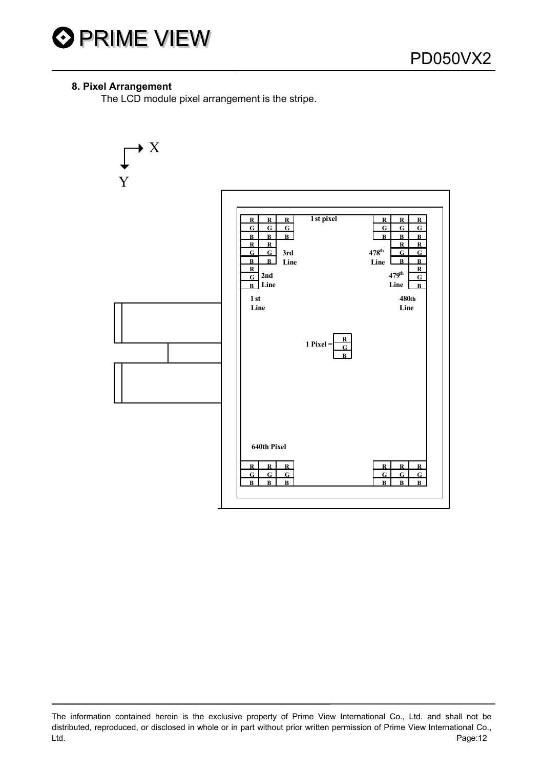## 8. Pixel Arrangement

The LCD module pixel arrangement is the stripe.

X

Y

1st pixel

3rd Line

2nd Line

1 st Line

478th Line

479th Line

480th Line

1 Pixel = R G B

640th Pixel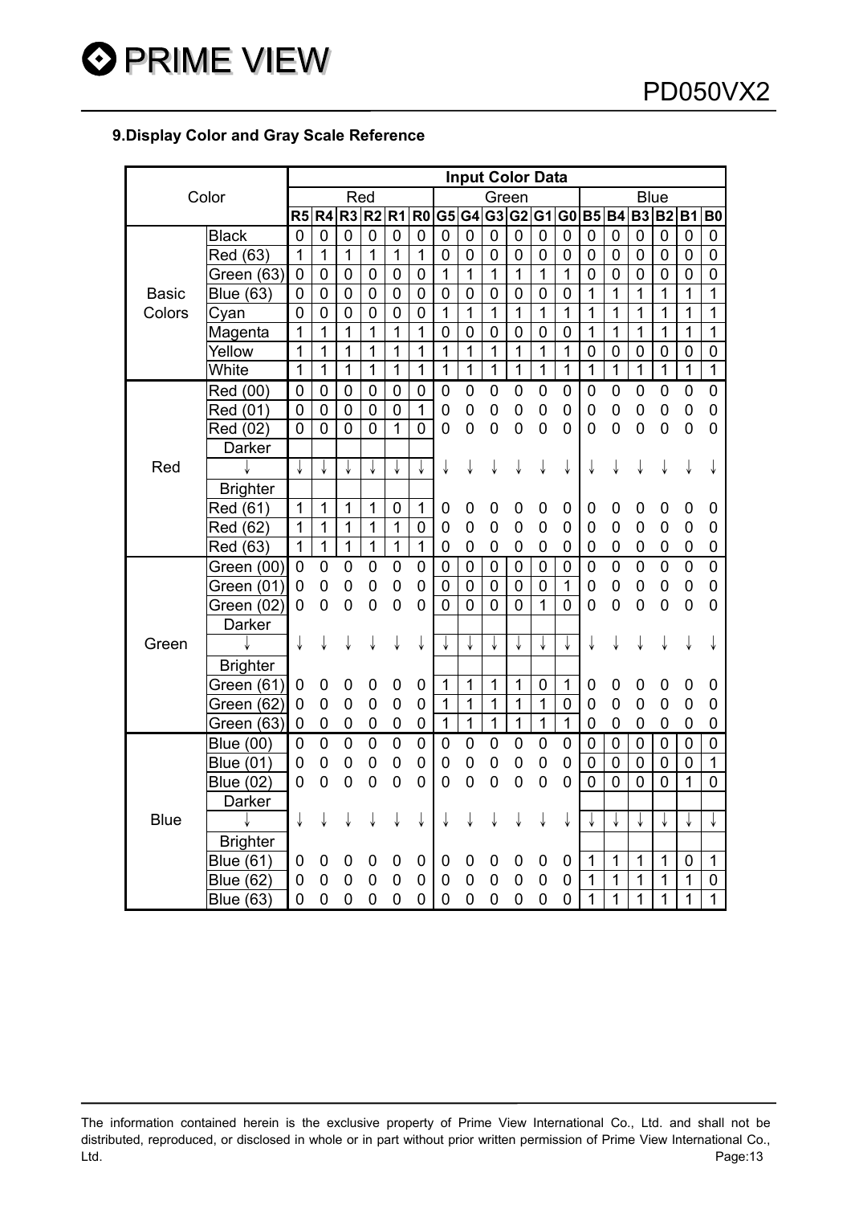## 9.Display Color and Gray Scale Reference

| Color | | Input Color Data | | | | | | | | | | | | | | | | | |
|---|---|---|---|---|---|---|---|---|---|---|---|---|---|---|---|---|---|---|---|
| | | Red | | | | | | Green | | | | | | Blue | | | | | |
| | | R5 | R4 | R3 | R2 | R1 | R0 | G5 | G4 | G3 | G2 | G1 | G0 | B5 | B4 | B3 | B2 | B1 | B0 |
| Basic Colors | Black | 0 | 0 | 0 | 0 | 0 | 0 | 0 | 0 | 0 | 0 | 0 | 0 | 0 | 0 | 0 | 0 | 0 | 0 |
| | Red (63) | 1 | 1 | 1 | 1 | 1 | 1 | 0 | 0 | 0 | 0 | 0 | 0 | 0 | 0 | 0 | 0 | 0 | 0 |
| | Green (63) | 0 | 0 | 0 | 0 | 0 | 0 | 1 | 1 | 1 | 1 | 1 | 1 | 0 | 0 | 0 | 0 | 0 | 0 |
| | Blue (63) | 0 | 0 | 0 | 0 | 0 | 0 | 0 | 0 | 0 | 0 | 0 | 0 | 1 | 1 | 1 | 1 | 1 | 1 |
| | Cyan | 0 | 0 | 0 | 0 | 0 | 0 | 1 | 1 | 1 | 1 | 1 | 1 | 1 | 1 | 1 | 1 | 1 | 1 |
| | Magenta | 1 | 1 | 1 | 1 | 1 | 1 | 0 | 0 | 0 | 0 | 0 | 0 | 1 | 1 | 1 | 1 | 1 | 1 |
| | Yellow | 1 | 1 | 1 | 1 | 1 | 1 | 1 | 1 | 1 | 1 | 1 | 1 | 0 | 0 | 0 | 0 | 0 | 0 |
| | White | 1 | 1 | 1 | 1 | 1 | 1 | 1 | 1 | 1 | 1 | 1 | 1 | 1 | 1 | 1 | 1 | 1 | 1 |
| Red | Red (00) | 0 | 0 | 0 | 0 | 0 | 0 | 0 | 0 | 0 | 0 | 0 | 0 | 0 | 0 | 0 | 0 | 0 | 0 |
| | Red (01) | 0 | 0 | 0 | 0 | 0 | 1 | 0 | 0 | 0 | 0 | 0 | 0 | 0 | 0 | 0 | 0 | 0 | 0 |
| | Red (02) | 0 | 0 | 0 | 0 | 1 | 0 | 0 | 0 | 0 | 0 | 0 | 0 | 0 | 0 | 0 | 0 | 0 | 0 |
| | Darker | | | | | | | | | | | | | | | | | | |
| | ↓ | ↓ | ↓ | ↓ | ↓ | ↓ | ↓ | ↓ | ↓ | ↓ | ↓ | ↓ | ↓ | ↓ | ↓ | ↓ | ↓ | ↓ | ↓ |
| | Brighter | | | | | | | | | | | | | | | | | | |
| | Red (61) | 1 | 1 | 1 | 1 | 0 | 1 | 0 | 0 | 0 | 0 | 0 | 0 | 0 | 0 | 0 | 0 | 0 | 0 |
| | Red (62) | 1 | 1 | 1 | 1 | 1 | 0 | 0 | 0 | 0 | 0 | 0 | 0 | 0 | 0 | 0 | 0 | 0 | 0 |
| | Red (63) | 1 | 1 | 1 | 1 | 1 | 1 | 0 | 0 | 0 | 0 | 0 | 0 | 0 | 0 | 0 | 0 | 0 | 0 |
| Green | Green (00) | 0 | 0 | 0 | 0 | 0 | 0 | 0 | 0 | 0 | 0 | 0 | 0 | 0 | 0 | 0 | 0 | 0 | 0 |
| | Green (01) | 0 | 0 | 0 | 0 | 0 | 0 | 0 | 0 | 0 | 0 | 0 | 1 | 0 | 0 | 0 | 0 | 0 | 0 |
| | Green (02) | 0 | 0 | 0 | 0 | 0 | 0 | 0 | 0 | 0 | 0 | 1 | 0 | 0 | 0 | 0 | 0 | 0 | 0 |
| | Darker | | | | | | | | | | | | | | | | | | |
| | ↓ | ↓ | ↓ | ↓ | ↓ | ↓ | ↓ | ↓ | ↓ | ↓ | ↓ | ↓ | ↓ | ↓ | ↓ | ↓ | ↓ | ↓ | ↓ |
| | Brighter | | | | | | | | | | | | | | | | | | |
| | Green (61) | 0 | 0 | 0 | 0 | 0 | 0 | 1 | 1 | 1 | 1 | 0 | 1 | 0 | 0 | 0 | 0 | 0 | 0 |
| | Green (62) | 0 | 0 | 0 | 0 | 0 | 0 | 1 | 1 | 1 | 1 | 1 | 0 | 0 | 0 | 0 | 0 | 0 | 0 |
| | Green (63) | 0 | 0 | 0 | 0 | 0 | 0 | 1 | 1 | 1 | 1 | 1 | 1 | 0 | 0 | 0 | 0 | 0 | 0 |
| Blue | Blue (00) | 0 | 0 | 0 | 0 | 0 | 0 | 0 | 0 | 0 | 0 | 0 | 0 | 0 | 0 | 0 | 0 | 0 | 0 |
| | Blue (01) | 0 | 0 | 0 | 0 | 0 | 0 | 0 | 0 | 0 | 0 | 0 | 0 | 0 | 0 | 0 | 0 | 0 | 1 |
| | Blue (02) | 0 | 0 | 0 | 0 | 0 | 0 | 0 | 0 | 0 | 0 | 0 | 0 | 0 | 0 | 0 | 0 | 1 | 0 |
| | Darker | | | | | | | | | | | | | | | | | | |
| | ↓ | ↓ | ↓ | ↓ | ↓ | ↓ | ↓ | ↓ | ↓ | ↓ | ↓ | ↓ | ↓ | ↓ | ↓ | ↓ | ↓ | ↓ | ↓ |
| | Brighter | | | | | | | | | | | | | | | | | | |
| | Blue (61) | 0 | 0 | 0 | 0 | 0 | 0 | 0 | 0 | 0 | 0 | 0 | 0 | 1 | 1 | 1 | 1 | 0 | 1 |
| | Blue (62) | 0 | 0 | 0 | 0 | 0 | 0 | 0 | 0 | 0 | 0 | 0 | 0 | 1 | 1 | 1 | 1 | 1 | 0 |
| | Blue (63) | 0 | 0 | 0 | 0 | 0 | 0 | 0 | 0 | 0 | 0 | 0 | 0 | 1 | 1 | 1 | 1 | 1 | 1 |

The information contained herein is the exclusive property of Prime View International Co., Ltd. and shall not be distributed, reproduced, or disclosed in whole or in part without prior written permission of Prime View International Co., Ltd.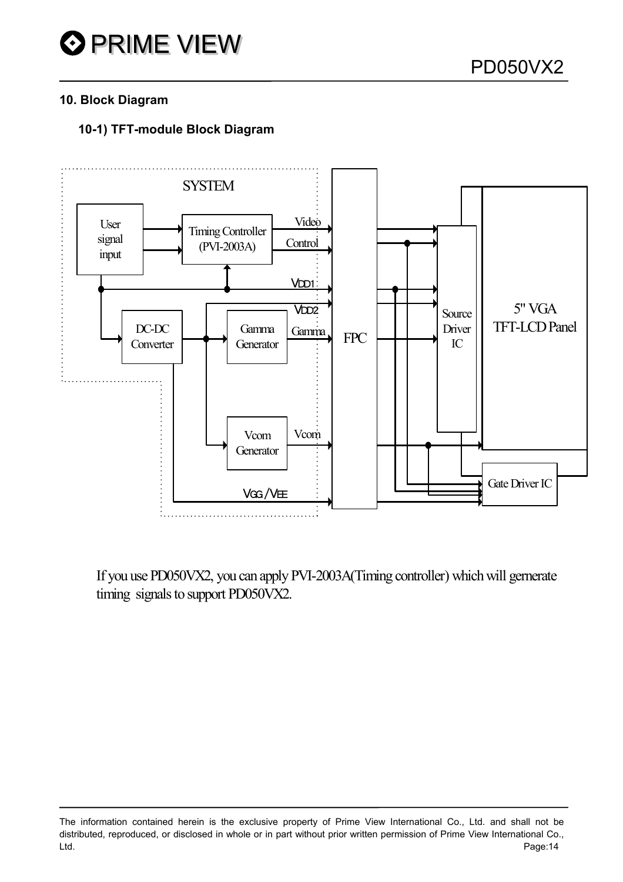## 10. Block Diagram

### 10-1) TFT-module Block Diagram

SYSTEM

User signal input

Timing Controller (PVI-2003A)

Video

Control

VDD1

VDD2

DC-DC Converter

Gamma Generator

Gamma

Vcom Generator

Vcom

VGG / VEE

FPC

Source Driver IC

5" VGA TFT-LCD Panel

Gate Driver IC

If you use PD050VX2, you can apply PVI-2003A(Timing controller) which will gernerate timing signals to support PD050VX2.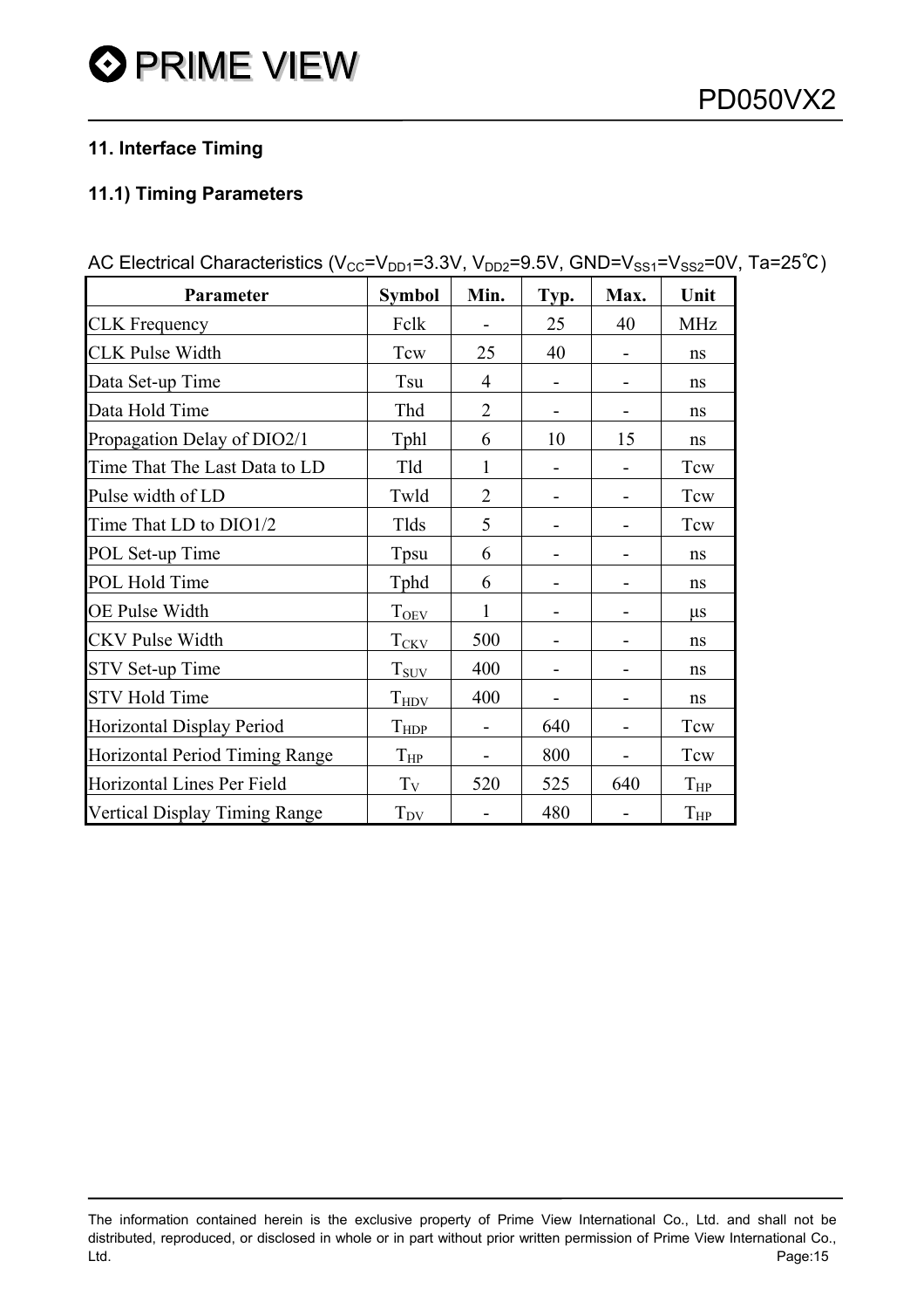## 11. Interface Timing

### 11.1) Timing Parameters

AC Electrical Characteristics ($V_{CC}$=$V_{DD1}$=3.3V, $V_{DD2}$=9.5V, GND=$V_{SS1}$=$V_{SS2}$=0V, Ta=25℃)

| Parameter | Symbol | Min. | Typ. | Max. | Unit |
|---|---|---|---|---|---|
| CLK Frequency | Fclk | - | 25 | 40 | MHz |
| CLK Pulse Width | Tcw | 25 | 40 | - | ns |
| Data Set-up Time | Tsu | 4 | - | - | ns |
| Data Hold Time | Thd | 2 | - | - | ns |
| Propagation Delay of DIO2/1 | Tphl | 6 | 10 | 15 | ns |
| Time That The Last Data to LD | Tld | 1 | - | - | Tcw |
| Pulse width of LD | Twld | 2 | - | - | Tcw |
| Time That LD to DIO1/2 | Tlds | 5 | - | - | Tcw |
| POL Set-up Time | Tpsu | 6 | - | - | ns |
| POL Hold Time | Tphd | 6 | - | - | ns |
| OE Pulse Width | $T_{OEV}$ | 1 | - | - | μs |
| CKV Pulse Width | $T_{CKV}$ | 500 | - | - | ns |
| STV Set-up Time | $T_{SUV}$ | 400 | - | - | ns |
| STV Hold Time | $T_{HDV}$ | 400 | - | - | ns |
| Horizontal Display Period | $T_{HDP}$ | - | 640 | - | Tcw |
| Horizontal Period Timing Range | $T_{HP}$ | - | 800 | - | Tcw |
| Horizontal Lines Per Field | $T_V$ | 520 | 525 | 640 | $T_{HP}$ |
| Vertical Display Timing Range | $T_{DV}$ | - | 480 | - | $T_{HP}$ |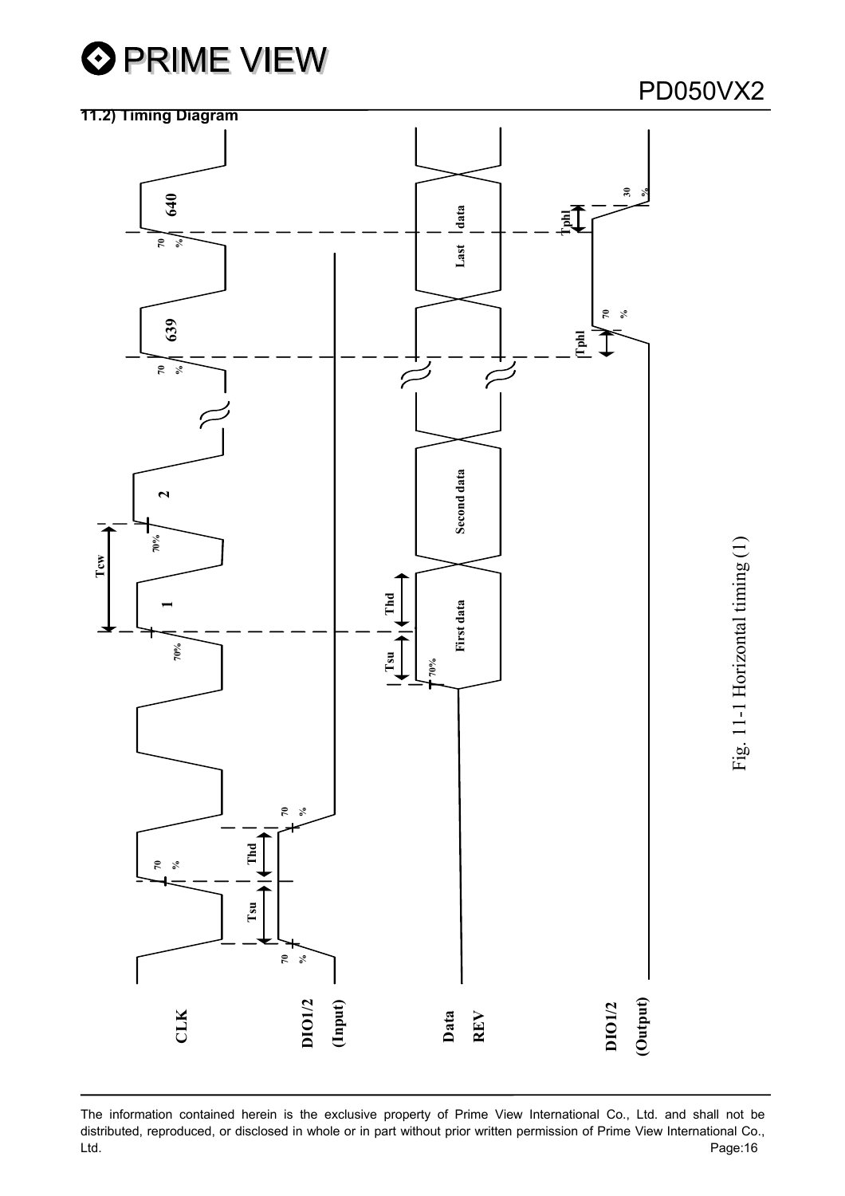## 11.2) Timing Diagram

Fig. 11-1 Horizontal timing (1)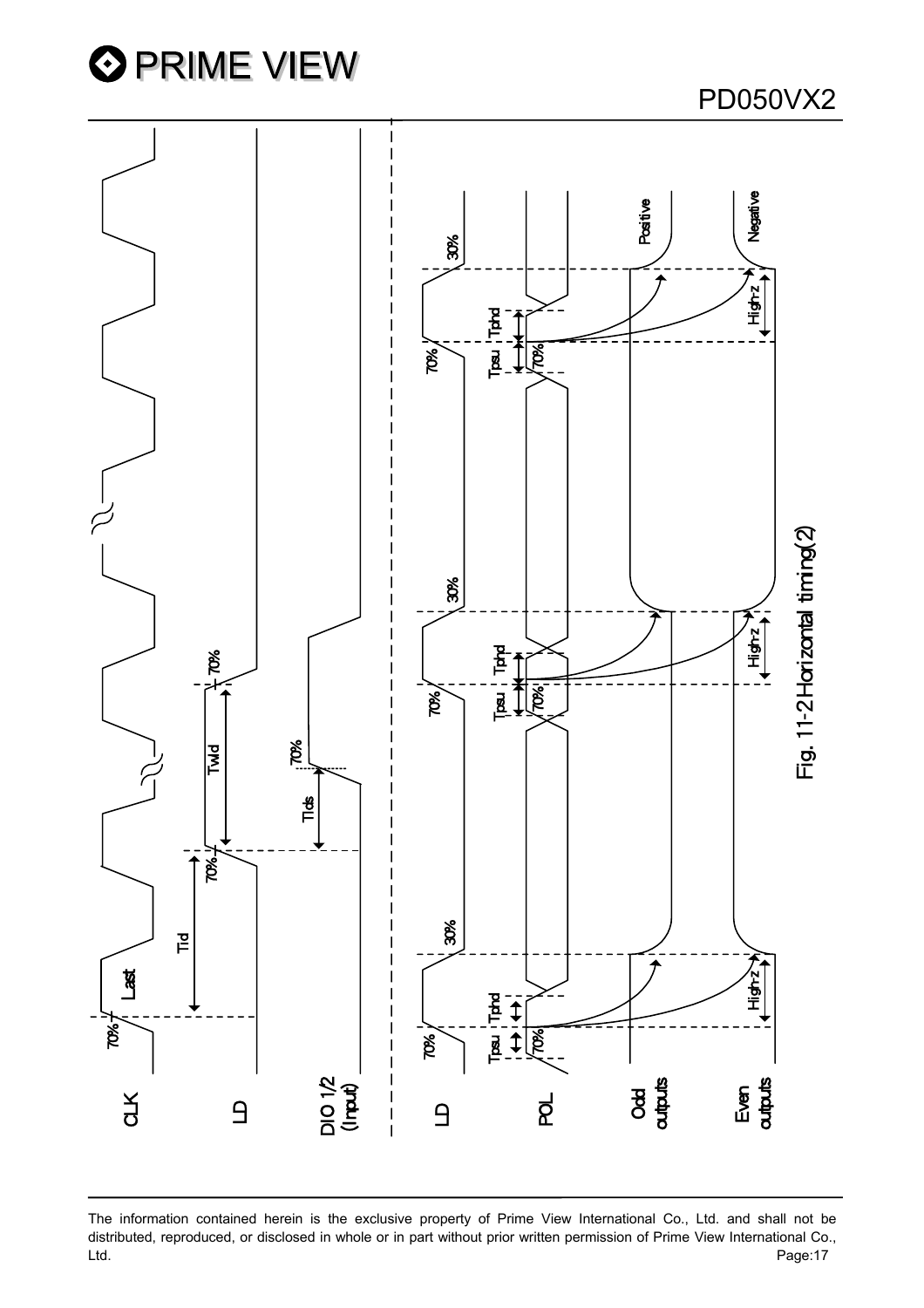CLK

LD

DIO 1/2 (Input)

LD

POL

Odd outputs

Even outputs

Last

70%

Tld

70%

Twld

70%

Tlds

70%

70%

30%

Tpsu Tphd

70%

High-z

Positive

Negative

Fig. 11-2 Horizontal timing(2)

The information contained herein is the exclusive property of Prime View International Co., Ltd. and shall not be distributed, reproduced, or disclosed in whole or in part without prior written permission of Prime View International Co., Ltd.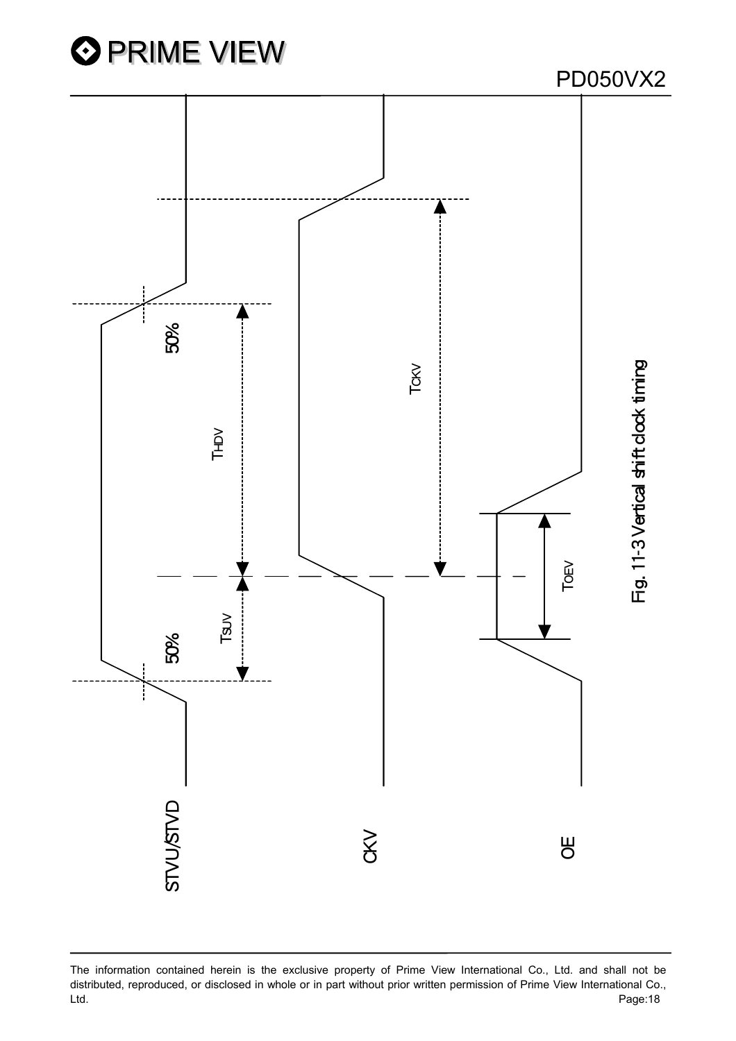STVU/STVD

CKV

OE

50%

50%

$T_{HDV}$

$T_{SUV}$

$T_{CKV}$

$T_{OEV}$

Fig. 11-3 Vertical shift clock timing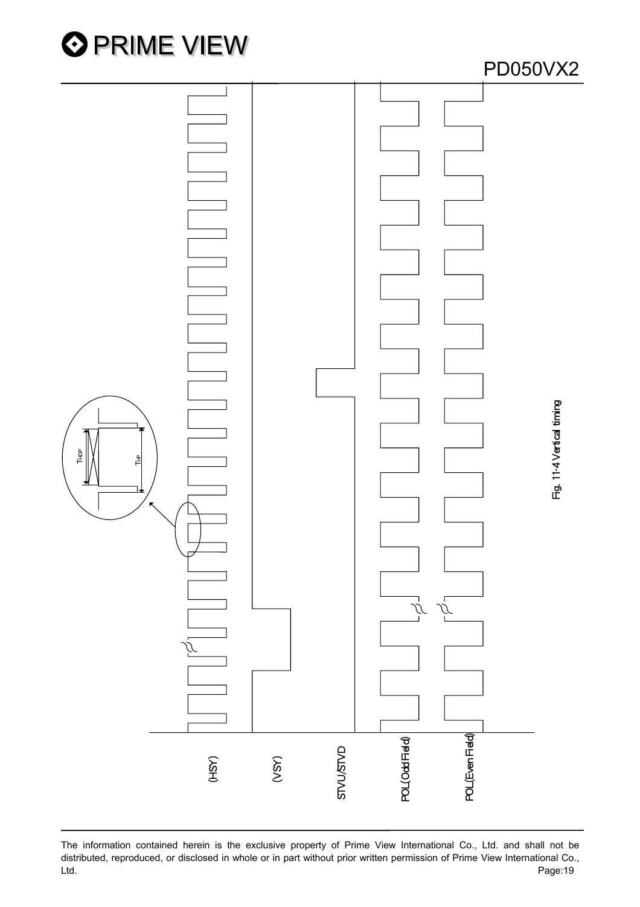(HSY)

(VSY)

STVU/STVD

POL(Odd Field)

POL(Even Field)

$T_{HDP}$

$T_{HP}$

Fig. 11-4 Vertical timing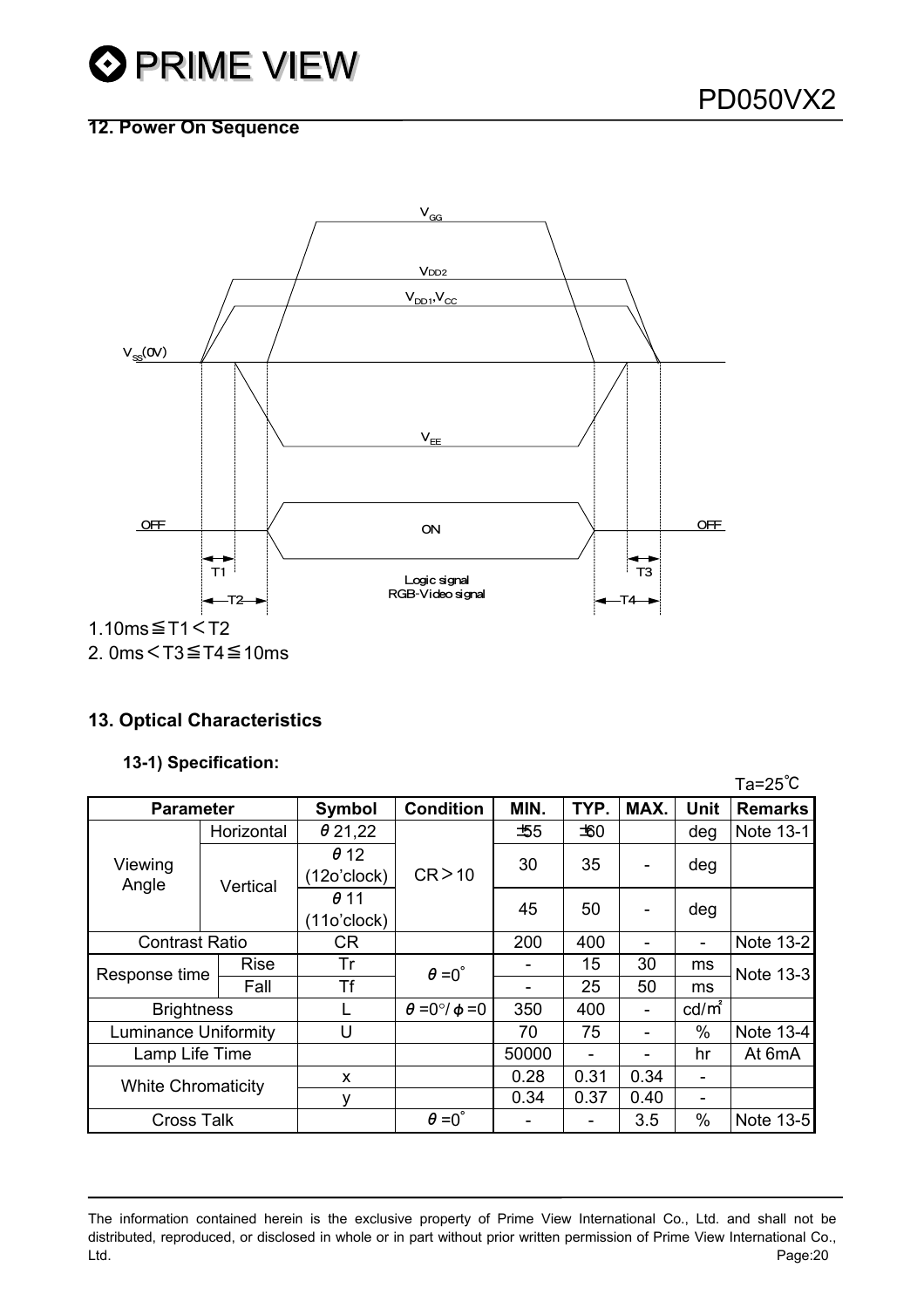## 12. Power On Sequence

1.10ms≦T1＜T2

2. 0ms＜T3≦T4≦10ms

## 13. Optical Characteristics

### 13-1) Specification:

Ta=25℃

| Parameter | | Symbol | Condition | MIN. | TYP. | MAX. | Unit | Remarks |
|---|---|---|---|---|---|---|---|---|
| Viewing Angle | Horizontal | θ21,22 | CR＞10 | ±55 | ±60 | | deg | Note 13-1 |
| | Vertical | θ12 (12o'clock) | | 30 | 35 | - | deg | |
| | | θ11 (11o'clock) | | 45 | 50 | - | deg | |
| Contrast Ratio | | CR | | 200 | 400 | - | - | Note 13-2 |
| Response time | Rise | Tr | θ=0° | - | 15 | 30 | ms | Note 13-3 |
| | Fall | Tf | | - | 25 | 50 | ms | |
| Brightness | | L | θ=0°/ϕ=0 | 350 | 400 | - | cd/m² | |
| Luminance Uniformity | | U | | 70 | 75 | - | % | Note 13-4 |
| Lamp Life Time | | | | 50000 | - | - | hr | At 6mA |
| White Chromaticity | | x | | 0.28 | 0.31 | 0.34 | - | |
| | | y | | 0.34 | 0.37 | 0.40 | - | |
| Cross Talk | | | θ=0° | - | - | 3.5 | % | Note 13-5 |

The information contained herein is the exclusive property of Prime View International Co., Ltd. and shall not be distributed, reproduced, or disclosed in whole or in part without prior written permission of Prime View International Co., Ltd.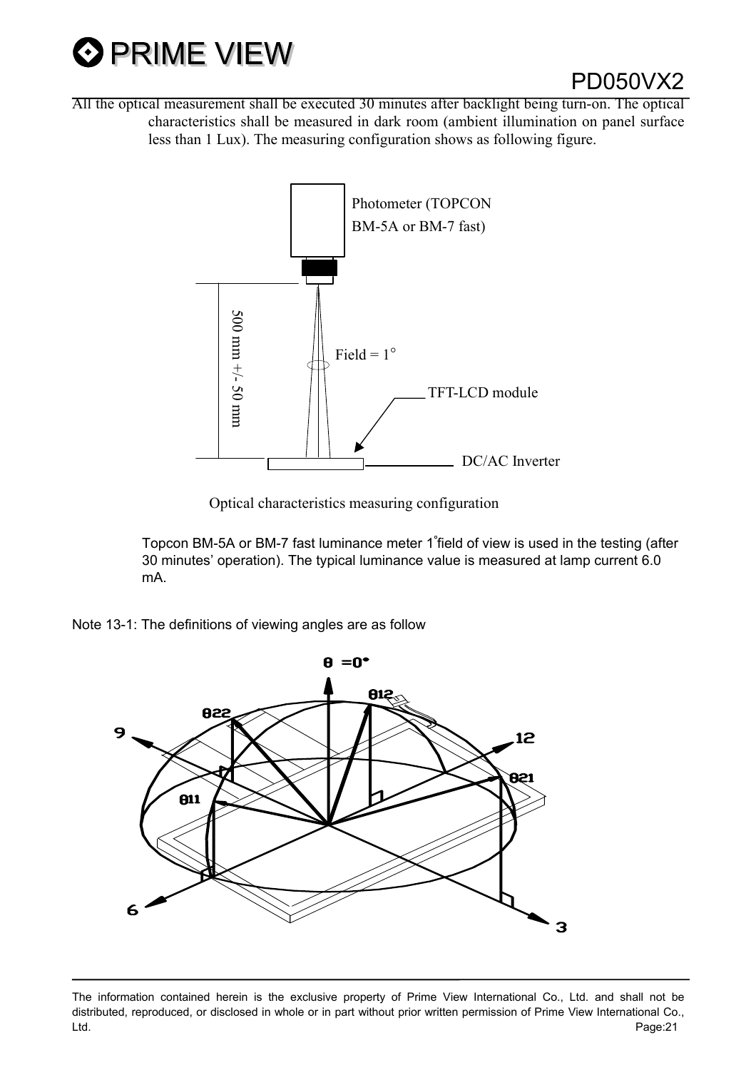All the optical measurement shall be executed 30 minutes after backlight being turn-on. The optical characteristics shall be measured in dark room (ambient illumination on panel surface less than 1 Lux). The measuring configuration shows as following figure.

Optical characteristics measuring configuration

Topcon BM-5A or BM-7 fast luminance meter 1°field of view is used in the testing (after 30 minutes' operation). The typical luminance value is measured at lamp current 6.0 mA.

Note 13-1: The definitions of viewing angles are as follow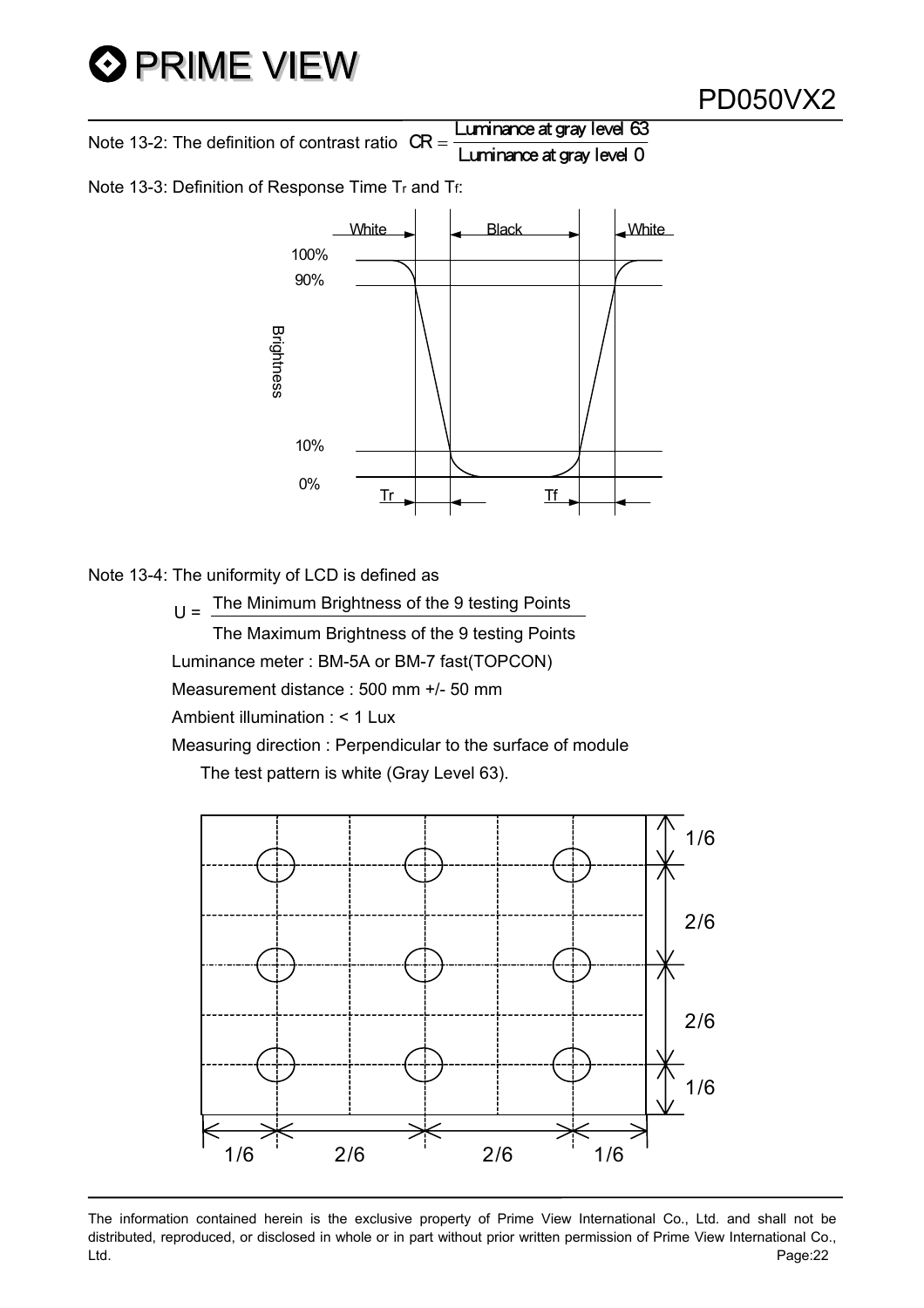Note 13-2: The definition of contrast ratio $CR = \frac{\text{Luminance at gray level 63}}{\text{Luminance at gray level 0}}$

Note 13-3: Definition of Response Time $T_r$ and $T_f$:

Note 13-4: The uniformity of LCD is defined as

$$U = \frac{\text{The Minimum Brightness of the 9 testing Points}}{\text{The Maximum Brightness of the 9 testing Points}}$$

Luminance meter : BM-5A or BM-7 fast(TOPCON)

Measurement distance : 500 mm +/- 50 mm

Ambient illumination : < 1 Lux

Measuring direction : Perpendicular to the surface of module

The test pattern is white (Gray Level 63).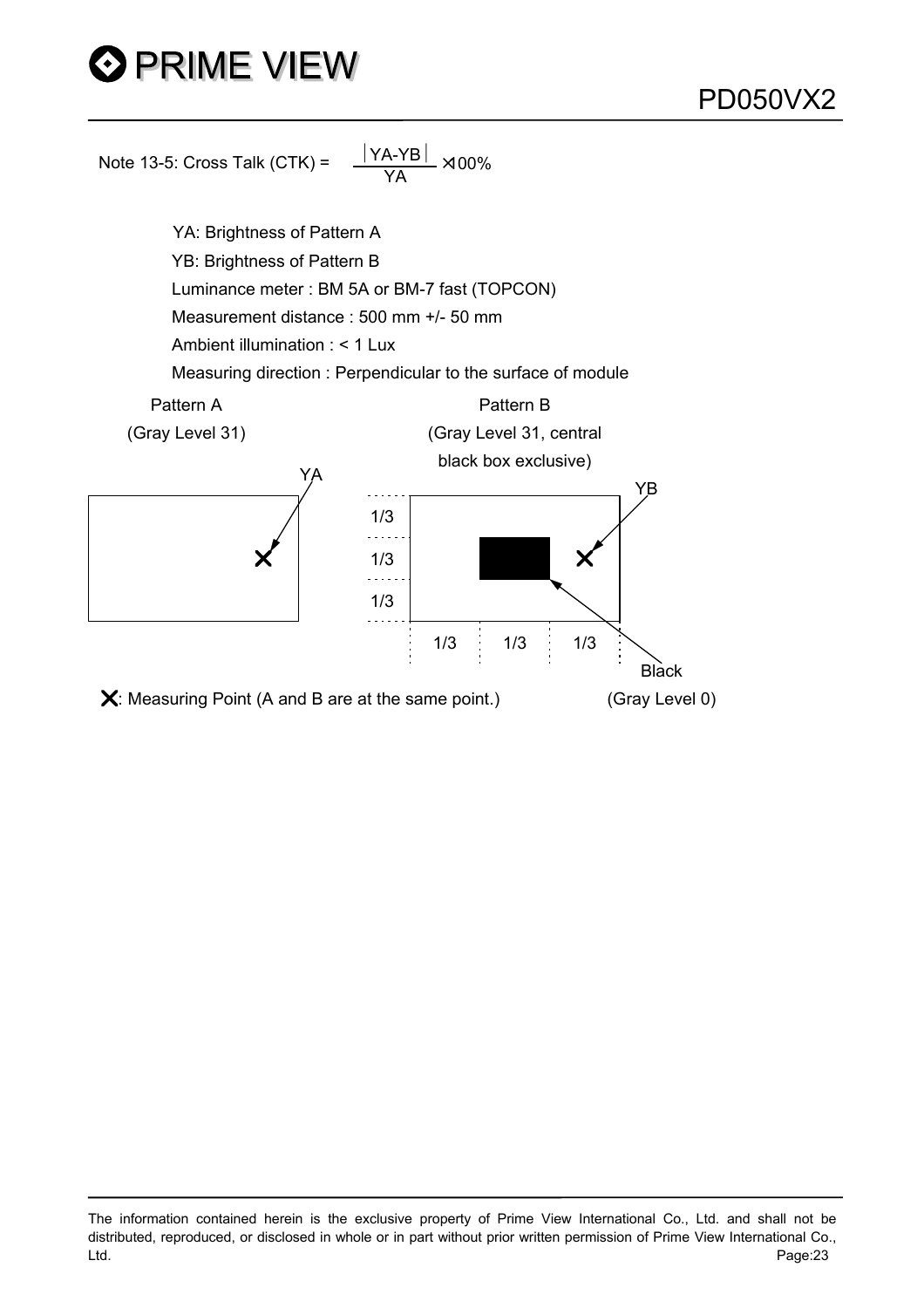Note 13-5: Cross Talk (CTK) = $\frac{|YA-YB|}{YA} \times 100\%$

YA: Brightness of Pattern A

YB: Brightness of Pattern B

Luminance meter : BM 5A or BM-7 fast (TOPCON)

Measurement distance : 500 mm +/- 50 mm

Ambient illumination : < 1 Lux

Measuring direction : Perpendicular to the surface of module

Pattern A (Gray Level 31)

Pattern B (Gray Level 31, central black box exclusive)

YA

YB

1/3 1/3 1/3

1/3 1/3 1/3

Black (Gray Level 0)

✕: Measuring Point (A and B are at the same point.)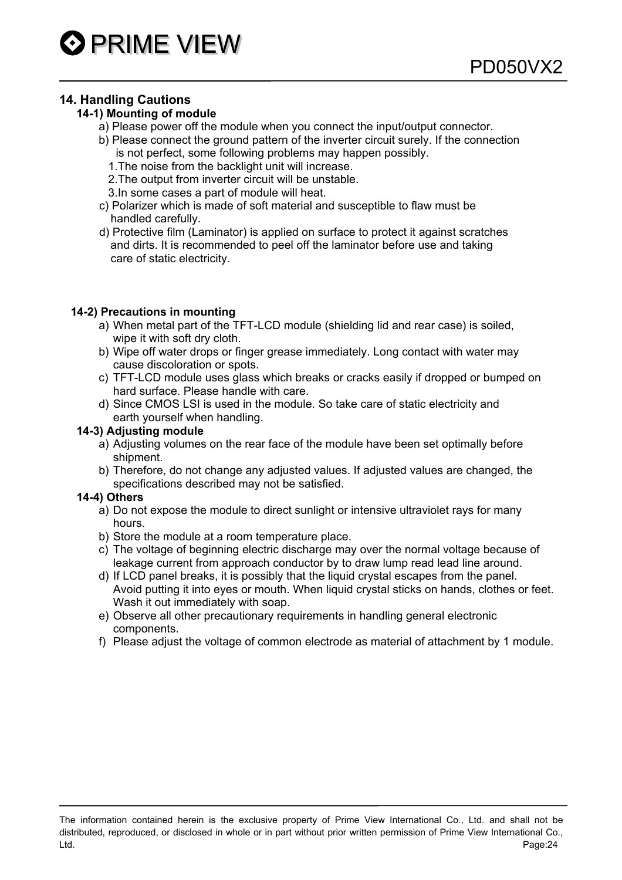## 14. Handling Cautions

### 14-1) Mounting of module

a) Please power off the module when you connect the input/output connector.

b) Please connect the ground pattern of the inverter circuit surely. If the connection is not perfect, some following problems may happen possibly.

1. The noise from the backlight unit will increase.
2. The output from inverter circuit will be unstable.
3. In some cases a part of module will heat.

c) Polarizer which is made of soft material and susceptible to flaw must be handled carefully.

d) Protective film (Laminator) is applied on surface to protect it against scratches and dirts. It is recommended to peel off the laminator before use and taking care of static electricity.

### 14-2) Precautions in mounting

a) When metal part of the TFT-LCD module (shielding lid and rear case) is soiled, wipe it with soft dry cloth.

b) Wipe off water drops or finger grease immediately. Long contact with water may cause discoloration or spots.

c) TFT-LCD module uses glass which breaks or cracks easily if dropped or bumped on hard surface. Please handle with care.

d) Since CMOS LSI is used in the module. So take care of static electricity and earth yourself when handling.

### 14-3) Adjusting module

a) Adjusting volumes on the rear face of the module have been set optimally before shipment.

b) Therefore, do not change any adjusted values. If adjusted values are changed, the specifications described may not be satisfied.

### 14-4) Others

a) Do not expose the module to direct sunlight or intensive ultraviolet rays for many hours.

b) Store the module at a room temperature place.

c) The voltage of beginning electric discharge may over the normal voltage because of leakage current from approach conductor by to draw lump read lead line around.

d) If LCD panel breaks, it is possibly that the liquid crystal escapes from the panel. Avoid putting it into eyes or mouth. When liquid crystal sticks on hands, clothes or feet. Wash it out immediately with soap.

e) Observe all other precautionary requirements in handling general electronic components.

f) Please adjust the voltage of common electrode as material of attachment by 1 module.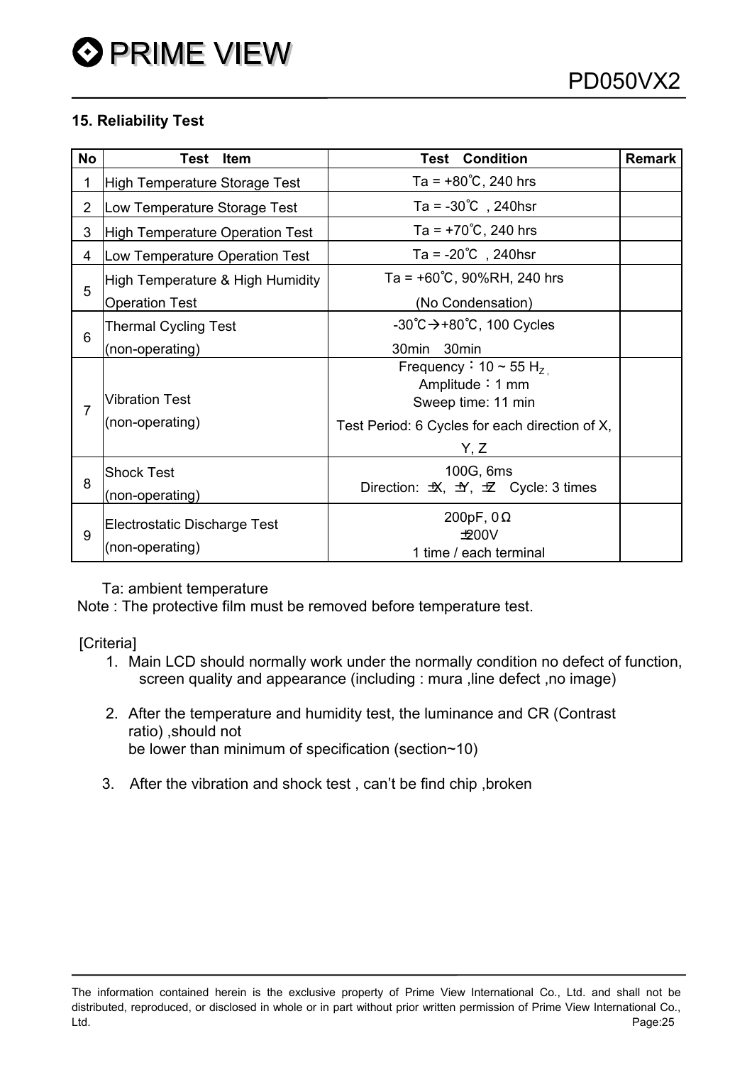## 15. Reliability Test

| No | Test Item | Test Condition | Remark |
|---|---|---|---|
| 1 | High Temperature Storage Test | Ta = +80℃, 240 hrs | |
| 2 | Low Temperature Storage Test | Ta = -30℃ , 240hsr | |
| 3 | High Temperature Operation Test | Ta = +70℃, 240 hrs | |
| 4 | Low Temperature Operation Test | Ta = -20℃ , 240hsr | |
| 5 | High Temperature & High Humidity Operation Test | Ta = +60℃, 90%RH, 240 hrs (No Condensation) | |
| 6 | Thermal Cycling Test (non-operating) | -30℃→+80℃, 100 Cycles 30min 30min | |
| 7 | Vibration Test (non-operating) | Frequency：10 ~ 55 $H_Z$, Amplitude：1 mm Sweep time: 11 min Test Period: 6 Cycles for each direction of X, Y, Z | |
| 8 | Shock Test (non-operating) | 100G, 6ms Direction: ±X, ±Y, ±Z Cycle: 3 times | |
| 9 | Electrostatic Discharge Test (non-operating) | 200pF, 0Ω ±200V 1 time / each terminal | |

Ta: ambient temperature

Note : The protective film must be removed before temperature test.

[Criteria]

1. Main LCD should normally work under the normally condition no defect of function, screen quality and appearance (including : mura ,line defect ,no image)
2. After the temperature and humidity test, the luminance and CR (Contrast ratio) ,should not be lower than minimum of specification (section~10)
3. After the vibration and shock test , can't be find chip ,broken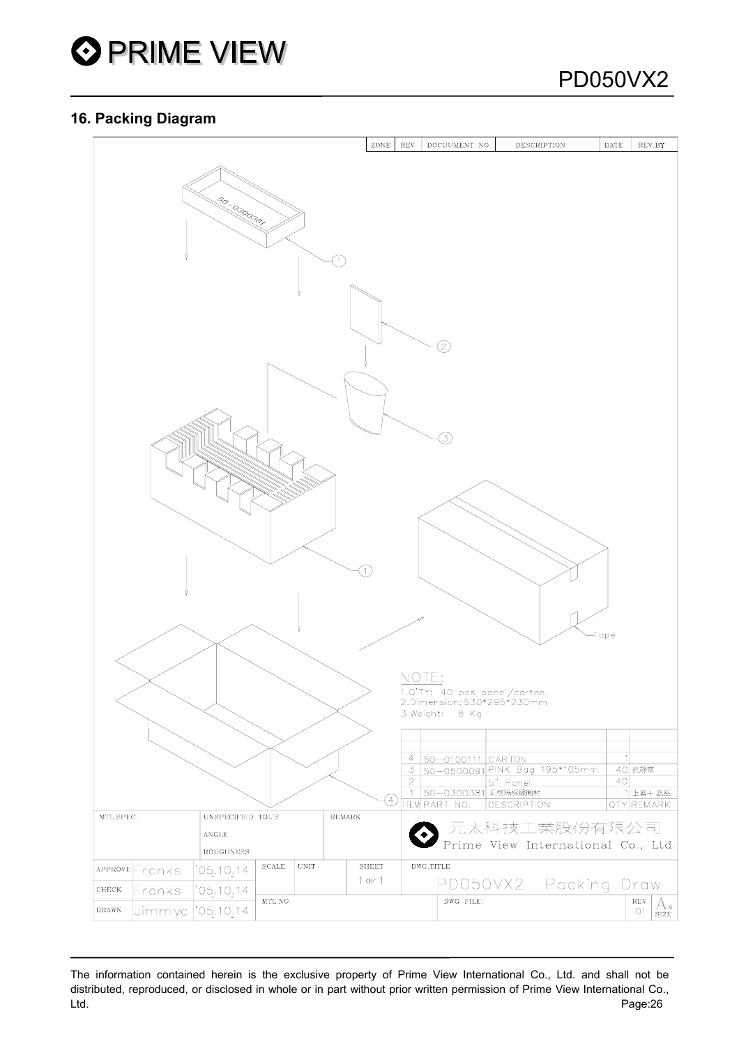## 16. Packing Diagram

| ZONE | REV | DOCUUMENT NO | DESCRIPTION | DATE | REV.BY |
|---|---|---|---|---|---|

50-0300381

Tape

NOTE:
1.Q'TY: 40 pcs panel/carton.
2.Dimension: 530*295*230mm
3.Weight: 8 Kg

| ITEM | PART NO. | DESCRIPTION | QTY | REMARK |
|---|---|---|---|---|
| 4 | 50-0100111 | CARTON | 1 | |
| 3 | 50-0500091 | PINK Bag 195*105mm | 40 | 抗靜電 |
| 2 | | 5" Panel | 40 | |
| 1 | 50-0300381 | 瓦楞隔板緩衝材 | 1 | 上蓋+底座 |

| MTL.SPEC. | UNSPECIFIED TOL'S | REMARK | |
|---|---|---|---|
| | ANGLE | | 元太科技工業股份有限公司 Prime View International Co., Ltd. |
| | ROUGHNESS | | |

| APPROVE | Franks | '05.10.14 | SCALE | UNIT | SHEET 1 OF 1 | DWG.TITLE PD050VX2 Packing Draw |
|---|---|---|---|---|---|---|
| CHECK | Franks | '05.10.14 | MTL.NO. | | | DWG FILE: REV. 01 A4 SIZE |
| DRAWN | Jimmyc | '05.10.14 | | | | |

The information contained herein is the exclusive property of Prime View International Co., Ltd. and shall not be distributed, reproduced, or disclosed in whole or in part without prior written permission of Prime View International Co., Ltd.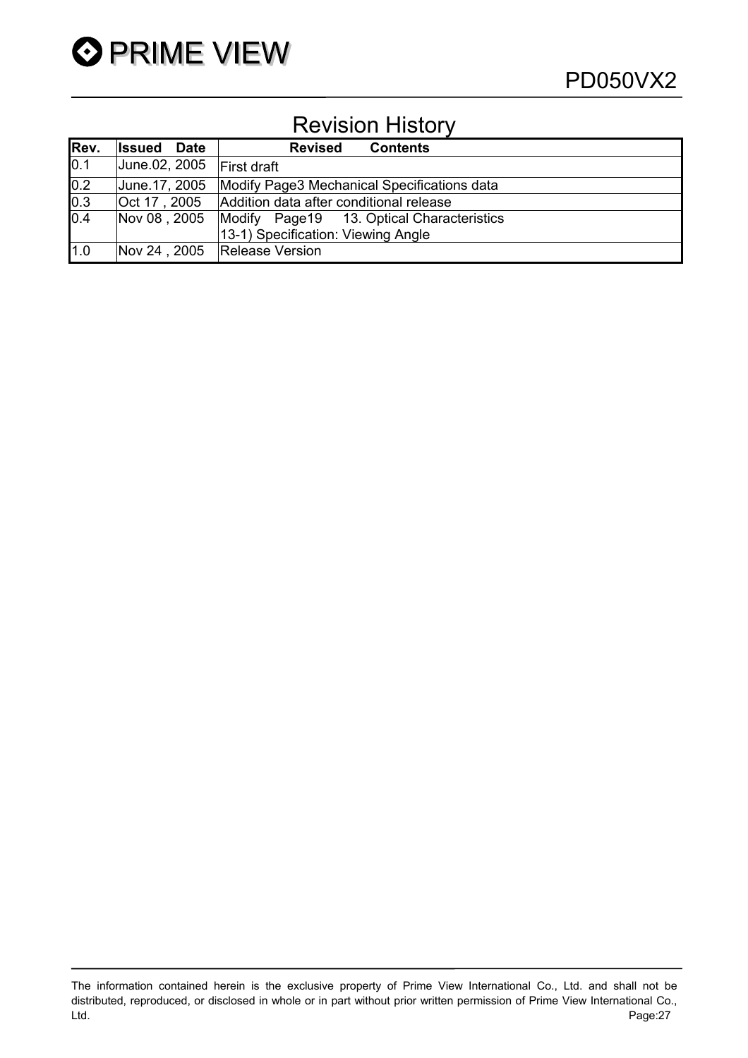# Revision History

| Rev. | Issued Date | Revised Contents |
|---|---|---|
| 0.1 | June.02, 2005 | First draft |
| 0.2 | June.17, 2005 | Modify Page3 Mechanical Specifications data |
| 0.3 | Oct 17 , 2005 | Addition data after conditional release |
| 0.4 | Nov 08 , 2005 | Modify Page19 13. Optical Characteristics<br>13-1) Specification: Viewing Angle |
| 1.0 | Nov 24 , 2005 | Release Version |

The information contained herein is the exclusive property of Prime View International Co., Ltd. and shall not be distributed, reproduced, or disclosed in whole or in part without prior written permission of Prime View International Co., Ltd.